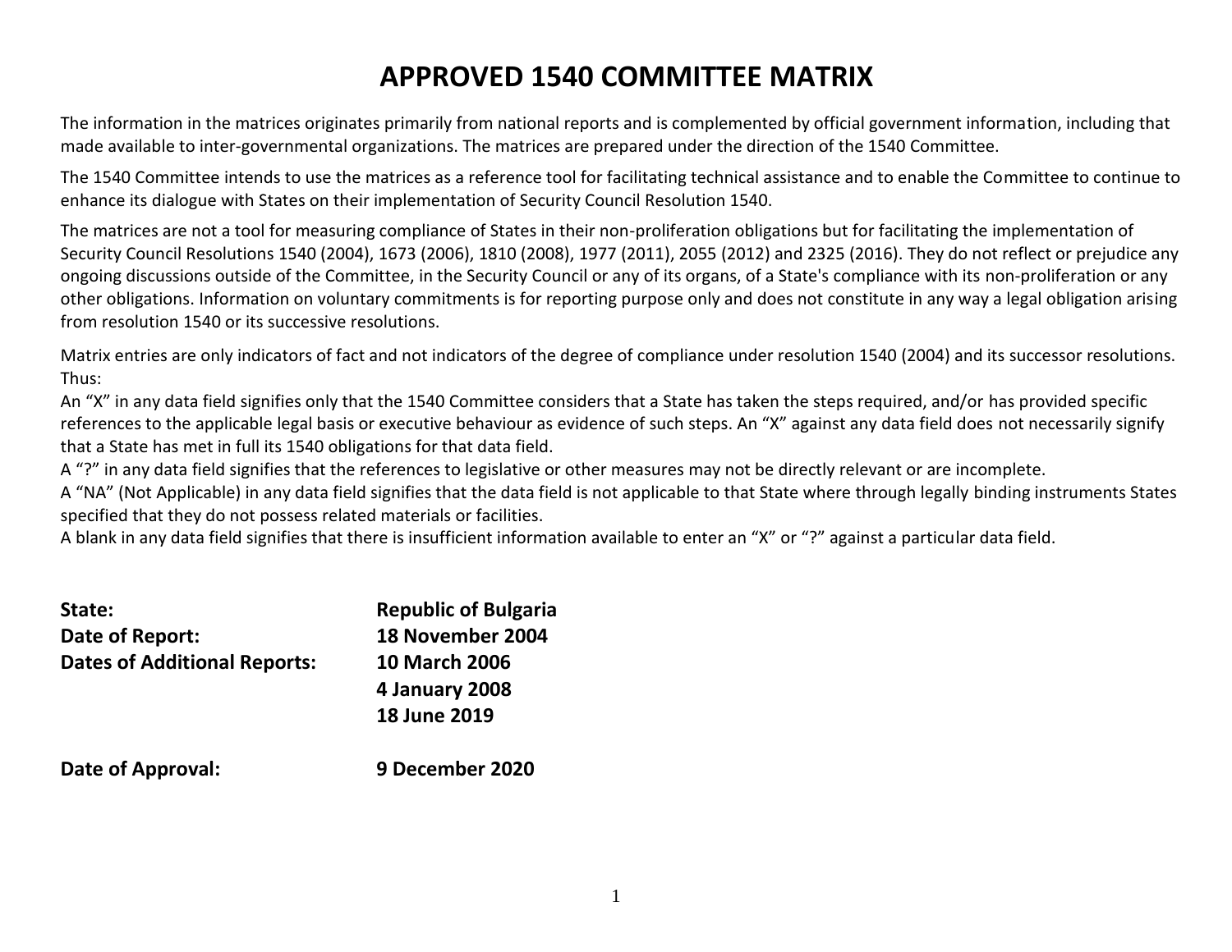# APPROVED 1540 COMMITTEE MATRIX

The information in the matrices originates primarily from national reports and is complemented by official government information, including that made available to inter-governmental organizations. The matrices are prepared under the direction of the 1540 Committee.

The 1540 Committee intends to use the matrices as a reference tool for facilitating technical assistance and to enable the Committee to continue to enhance its dialogue with States on their implementation of Security Council Resolution 1540.

The matrices are not a tool for measuring compliance of States in their non-proliferation obligations but for facilitating the implementation of Security Council Resolutions 1540 (2004), 1673 (2006), 1810 (2008), 1977 (2011), 2055 (2012) and 2325 (2016). They do not reflect or prejudice any ongoing discussions outside of the Committee, in the Security Council or any of its organs, of a State's compliance with its non-proliferation or any other obligations. Information on voluntary commitments is for reporting purpose only and does not constitute in any way a legal obligation arising from resolution 1540 or its successive resolutions.

Matrix entries are only indicators of fact and not indicators of the degree of compliance under resolution 1540 (2004) and its successor resolutions. Thus:

An "X" in any data field signifies only that the 1540 Committee considers that a State has taken the steps required, and/or has provided specific references to the applicable legal basis or executive behaviour as evidence of such steps. An "X" against any data field does not necessarily signify that a State has met in full its 1540 obligations for that data field.

A "?" in any data field signifies that the references to legislative or other measures may not be directly relevant or are incomplete.

A "NA" (Not Applicable) in any data field signifies that the data field is not applicable to that State where through legally binding instruments States specified that they do not possess related materials or facilities.

A blank in any data field signifies that there is insufficient information available to enter an "X" or "?" against a particular data field.

**State:** **Republic of Bulgaria**

**Date of Report:** **18 November 2004**

**Dates of Additional Reports:** **10 March 2006**
**4 January 2008**
**18 June 2019**

**Date of Approval:** **9 December 2020**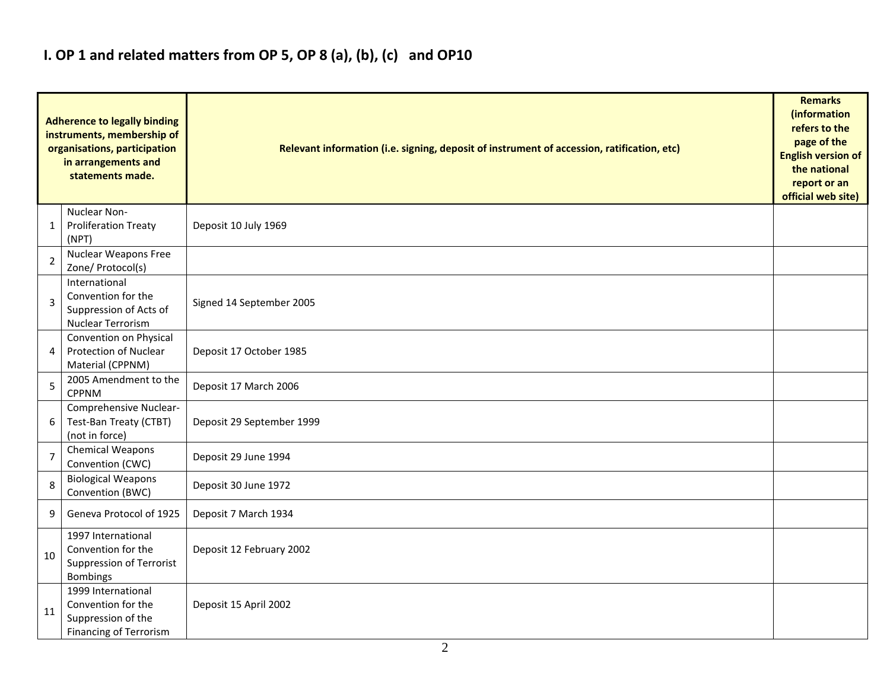## I. OP 1 and related matters from OP 5, OP 8 (a), (b), (c) and OP10

| Adherence to legally binding instruments, membership of organisations, participation in arrangements and statements made. | | Relevant information (i.e. signing, deposit of instrument of accession, ratification, etc) | Remarks (information refers to the page of the English version of the national report or an official web site) |
|---|---|---|---|
| 1 | Nuclear Non-Proliferation Treaty (NPT) | Deposit 10 July 1969 | |
| 2 | Nuclear Weapons Free Zone/ Protocol(s) | | |
| 3 | International Convention for the Suppression of Acts of Nuclear Terrorism | Signed 14 September 2005 | |
| 4 | Convention on Physical Protection of Nuclear Material (CPPNM) | Deposit 17 October 1985 | |
| 5 | 2005 Amendment to the CPPNM | Deposit 17 March 2006 | |
| 6 | Comprehensive Nuclear-Test-Ban Treaty (CTBT) (not in force) | Deposit 29 September 1999 | |
| 7 | Chemical Weapons Convention (CWC) | Deposit 29 June 1994 | |
| 8 | Biological Weapons Convention (BWC) | Deposit 30 June 1972 | |
| 9 | Geneva Protocol of 1925 | Deposit 7 March 1934 | |
| 10 | 1997 International Convention for the Suppression of Terrorist Bombings | Deposit 12 February 2002 | |
| 11 | 1999 International Convention for the Suppression of the Financing of Terrorism | Deposit 15 April 2002 | |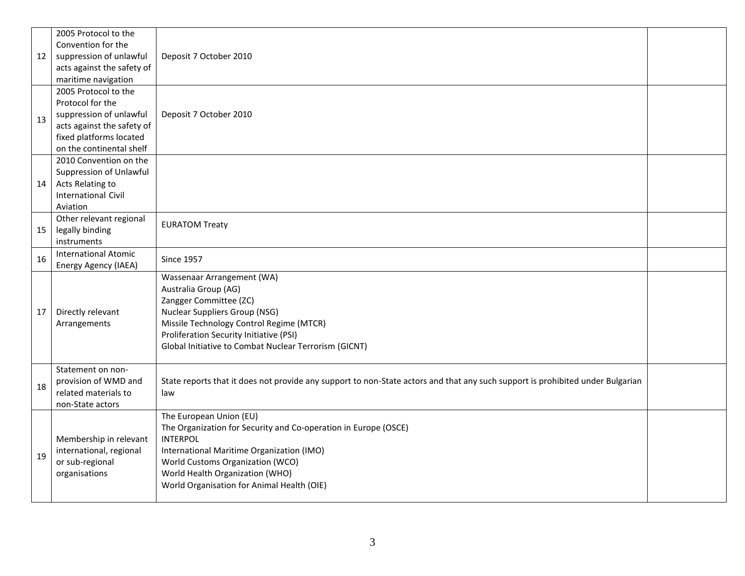| 12 | 2005 Protocol to the Convention for the suppression of unlawful acts against the safety of maritime navigation | Deposit 7 October 2010 | |
|---|---|---|---|
| 13 | 2005 Protocol to the Protocol for the suppression of unlawful acts against the safety of fixed platforms located on the continental shelf | Deposit 7 October 2010 | |
| 14 | 2010 Convention on the Suppression of Unlawful Acts Relating to International Civil Aviation | | |
| 15 | Other relevant regional legally binding instruments | EURATOM Treaty | |
| 16 | International Atomic Energy Agency (IAEA) | Since 1957 | |
| 17 | Directly relevant Arrangements | Wassenaar Arrangement (WA)<br>Australia Group (AG)<br>Zangger Committee (ZC)<br>Nuclear Suppliers Group (NSG)<br>Missile Technology Control Regime (MTCR)<br>Proliferation Security Initiative (PSI)<br>Global Initiative to Combat Nuclear Terrorism (GICNT) | |
| 18 | Statement on non-provision of WMD and related materials to non-State actors | State reports that it does not provide any support to non-State actors and that any such support is prohibited under Bulgarian law | |
| 19 | Membership in relevant international, regional or sub-regional organisations | The European Union (EU)<br>The Organization for Security and Co-operation in Europe (OSCE)<br>INTERPOL<br>International Maritime Organization (IMO)<br>World Customs Organization (WCO)<br>World Health Organization (WHO)<br>World Organisation for Animal Health (OIE) | |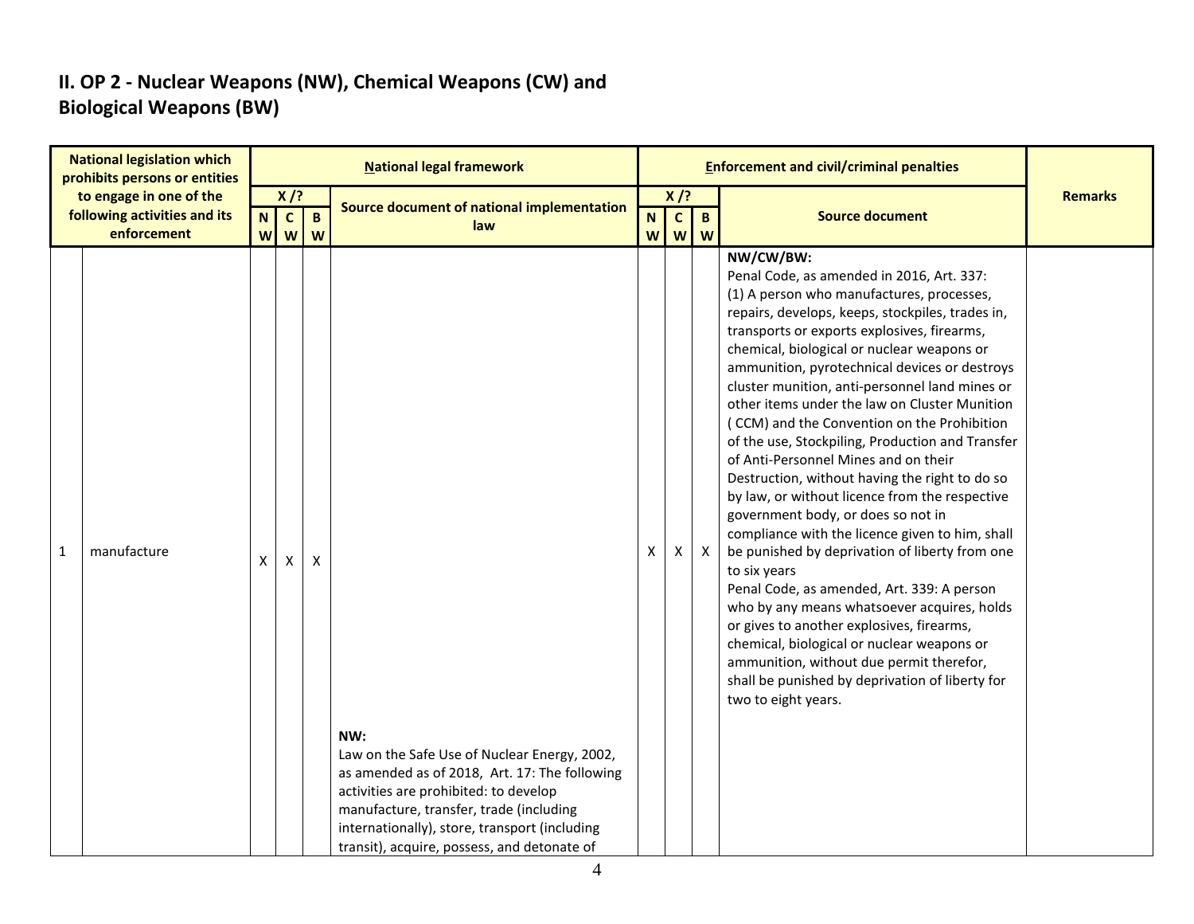## II. OP 2 - Nuclear Weapons (NW), Chemical Weapons (CW) and Biological Weapons (BW)

| National legislation which prohibits persons or entities to engage in one of the following activities and its enforcement | | National legal framework | | | | Enforcement and civil/criminal penalties | | | | Remarks |
|---|---|---|---|---|---|---|---|---|---|---|
| | | X /? | | | Source document of national implementation law | X /? | | | Source document | |
| | | NW | CW | BW | | NW | CW | BW | | |
| 1 | manufacture | X | X | X | **NW:**<br>Law on the Safe Use of Nuclear Energy, 2002, as amended as of 2018, Art. 17: The following activities are prohibited: to develop manufacture, transfer, trade (including internationally), store, transport (including transit), acquire, possess, and detonate of | X | X | X | **NW/CW/BW:**<br>Penal Code, as amended in 2016, Art. 337:<br>(1) A person who manufactures, processes, repairs, develops, keeps, stockpiles, trades in, transports or exports explosives, firearms, chemical, biological or nuclear weapons or ammunition, pyrotechnical devices or destroys cluster munition, anti-personnel land mines or other items under the law on Cluster Munition ( CCM) and the Convention on the Prohibition of the use, Stockpiling, Production and Transfer of Anti-Personnel Mines and on their Destruction, without having the right to do so by law, or without licence from the respective government body, or does so not in compliance with the licence given to him, shall be punished by deprivation of liberty from one to six years<br>Penal Code, as amended, Art. 339: A person who by any means whatsoever acquires, holds or gives to another explosives, firearms, chemical, biological or nuclear weapons or ammunition, without due permit therefor, shall be punished by deprivation of liberty for two to eight years. | |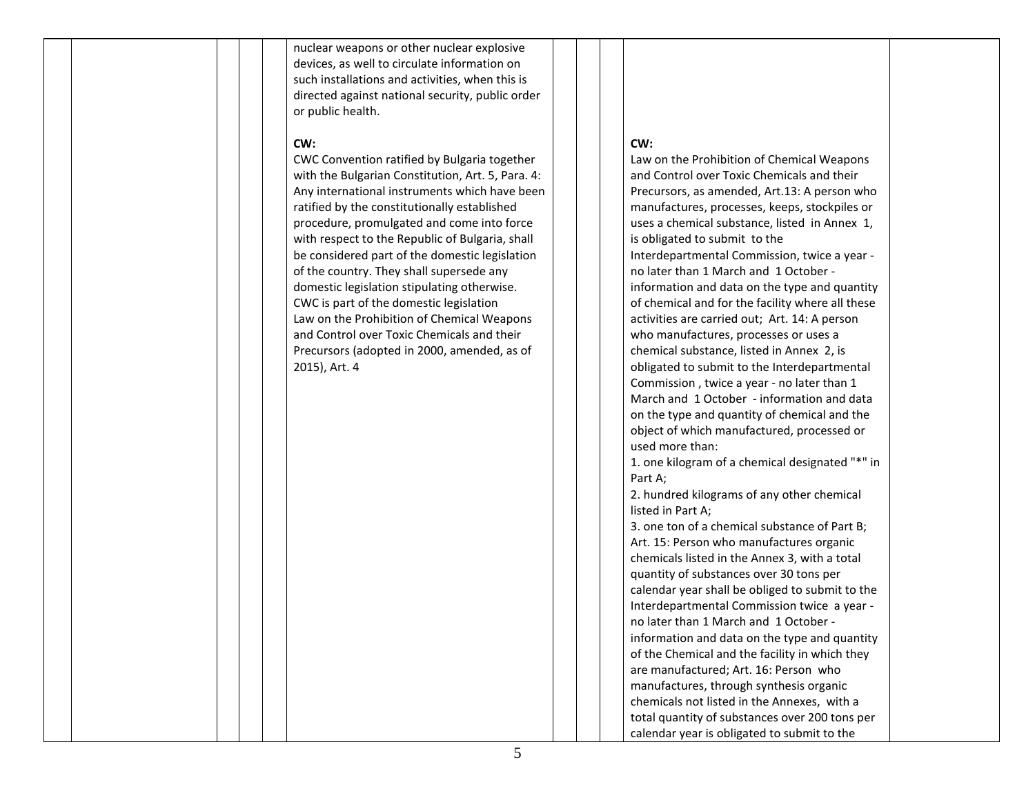| | | | | | | | | | |
|---|---|---|---|---|---|---|---|---|---|
| | | | | nuclear weapons or other nuclear explosive devices, as well to circulate information on such installations and activities, when this is directed against national security, public order or public health.<br><br>**CW:**<br>CWC Convention ratified by Bulgaria together with the Bulgarian Constitution, Art. 5, Para. 4: Any international instruments which have been ratified by the constitutionally established procedure, promulgated and come into force with respect to the Republic of Bulgaria, shall be considered part of the domestic legislation of the country. They shall supersede any domestic legislation stipulating otherwise.<br>CWC is part of the domestic legislation<br>Law on the Prohibition of Chemical Weapons and Control over Toxic Chemicals and their Precursors (adopted in 2000, amended, as of 2015), Art. 4 | | | | **CW:**<br>Law on the Prohibition of Chemical Weapons and Control over Toxic Chemicals and their Precursors, as amended, Art.13: A person who manufactures, processes, keeps, stockpiles or uses a chemical substance, listed in Annex 1, is obligated to submit to the Interdepartmental Commission, twice a year - no later than 1 March and 1 October - information and data on the type and quantity of chemical and for the facility where all these activities are carried out; Art. 14: A person who manufactures, processes or uses a chemical substance, listed in Annex 2, is obligated to submit to the Interdepartmental Commission , twice a year - no later than 1 March and 1 October - information and data on the type and quantity of chemical and the object of which manufactured, processed or used more than:<br>1. one kilogram of a chemical designated "*" in Part A;<br>2. hundred kilograms of any other chemical listed in Part A;<br>3. one ton of a chemical substance of Part B;<br>Art. 15: Person who manufactures organic chemicals listed in the Annex 3, with a total quantity of substances over 30 tons per calendar year shall be obliged to submit to the Interdepartmental Commission twice a year - no later than 1 March and 1 October - information and data on the type and quantity of the Chemical and the facility in which they are manufactured; Art. 16: Person who manufactures, through synthesis organic chemicals not listed in the Annexes, with a total quantity of substances over 200 tons per calendar year is obligated to submit to the | |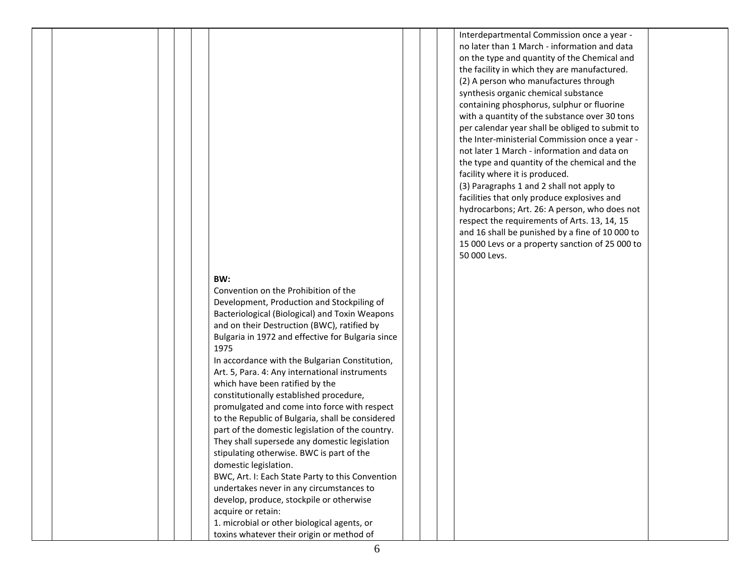| | | | | | | | | | | |
|---|---|---|---|---|---|---|---|---|---|---|
| | | | | | **BW:**<br>Convention on the Prohibition of the Development, Production and Stockpiling of Bacteriological (Biological) and Toxin Weapons and on their Destruction (BWC), ratified by Bulgaria in 1972 and effective for Bulgaria since 1975<br>In accordance with the Bulgarian Constitution, Art. 5, Para. 4: Any international instruments which have been ratified by the constitutionally established procedure, promulgated and come into force with respect to the Republic of Bulgaria, shall be considered part of the domestic legislation of the country. They shall supersede any domestic legislation stipulating otherwise. BWC is part of the domestic legislation.<br>BWC, Art. I: Each State Party to this Convention undertakes never in any circumstances to develop, produce, stockpile or otherwise acquire or retain:<br>1. microbial or other biological agents, or toxins whatever their origin or method of | | | | Interdepartmental Commission once a year - no later than 1 March - information and data on the type and quantity of the Chemical and the facility in which they are manufactured.<br>(2) A person who manufactures through synthesis organic chemical substance containing phosphorus, sulphur or fluorine with a quantity of the substance over 30 tons per calendar year shall be obliged to submit to the Inter-ministerial Commission once a year - not later 1 March - information and data on the type and quantity of the chemical and the facility where it is produced.<br>(3) Paragraphs 1 and 2 shall not apply to facilities that only produce explosives and hydrocarbons; Art. 26: A person, who does not respect the requirements of Arts. 13, 14, 15 and 16 shall be punished by a fine of 10 000 to 15 000 Levs or a property sanction of 25 000 to 50 000 Levs. | |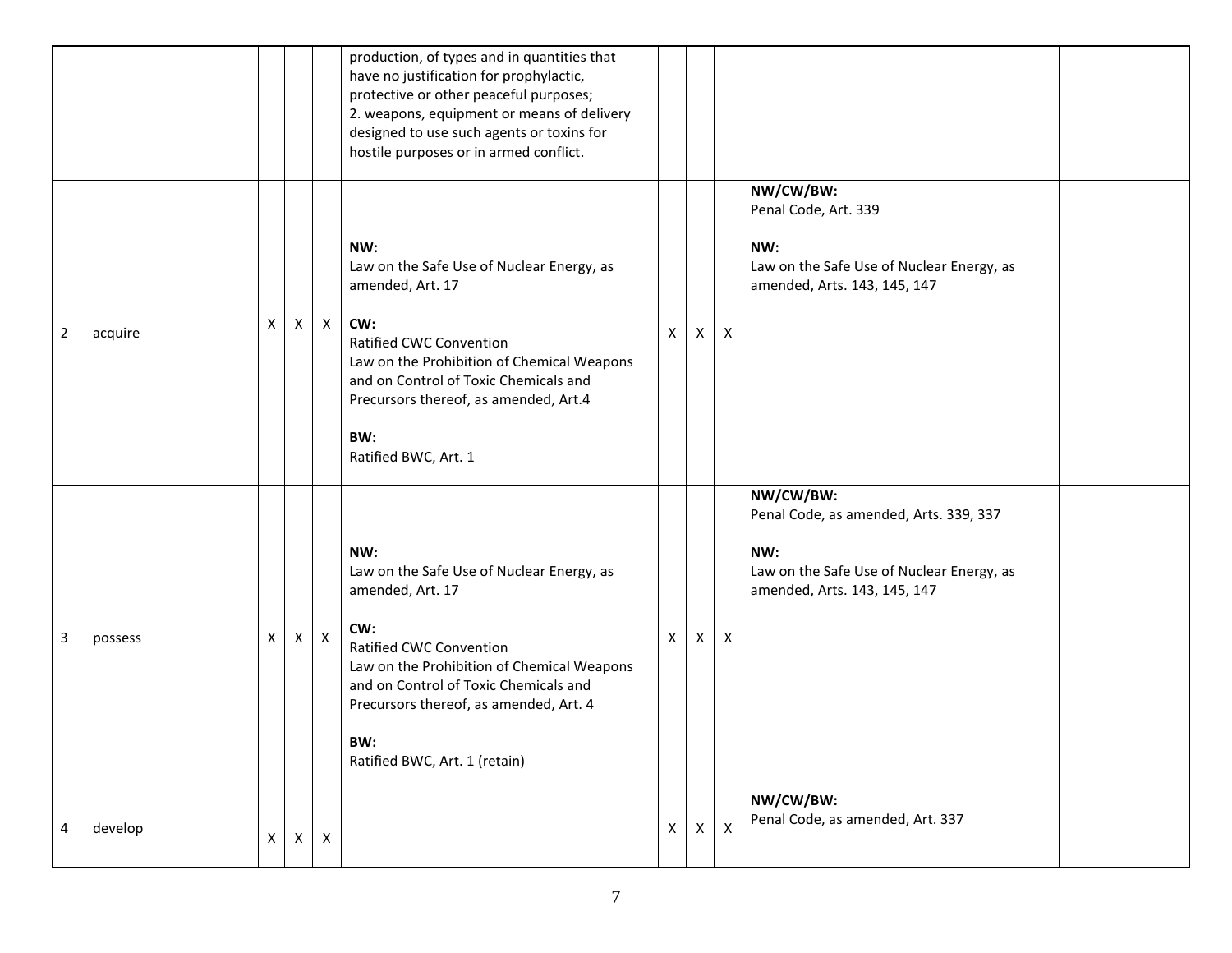| | | | | | | | | | | |
|---|---|---|---|---|---|---|---|---|---|---|
| | | | | | production, of types and in quantities that have no justification for prophylactic, protective or other peaceful purposes;<br>2. weapons, equipment or means of delivery designed to use such agents or toxins for hostile purposes or in armed conflict. | | | | | |
| 2 | acquire | X | X | X | **NW:**<br>Law on the Safe Use of Nuclear Energy, as amended, Art. 17<br><br>**CW:**<br>Ratified CWC Convention<br>Law on the Prohibition of Chemical Weapons and on Control of Toxic Chemicals and Precursors thereof, as amended, Art.4<br><br>**BW:**<br>Ratified BWC, Art. 1 | X | X | X | **NW/CW/BW:**<br>Penal Code, Art. 339<br><br>**NW:**<br>Law on the Safe Use of Nuclear Energy, as amended, Arts. 143, 145, 147 | |
| 3 | possess | X | X | X | **NW:**<br>Law on the Safe Use of Nuclear Energy, as amended, Art. 17<br><br>**CW:**<br>Ratified CWC Convention<br>Law on the Prohibition of Chemical Weapons and on Control of Toxic Chemicals and Precursors thereof, as amended, Art. 4<br><br>**BW:**<br>Ratified BWC, Art. 1 (retain) | X | X | X | **NW/CW/BW:**<br>Penal Code, as amended, Arts. 339, 337<br><br>**NW:**<br>Law on the Safe Use of Nuclear Energy, as amended, Arts. 143, 145, 147 | |
| 4 | develop | X | X | X | | X | X | X | **NW/CW/BW:**<br>Penal Code, as amended, Art. 337 | |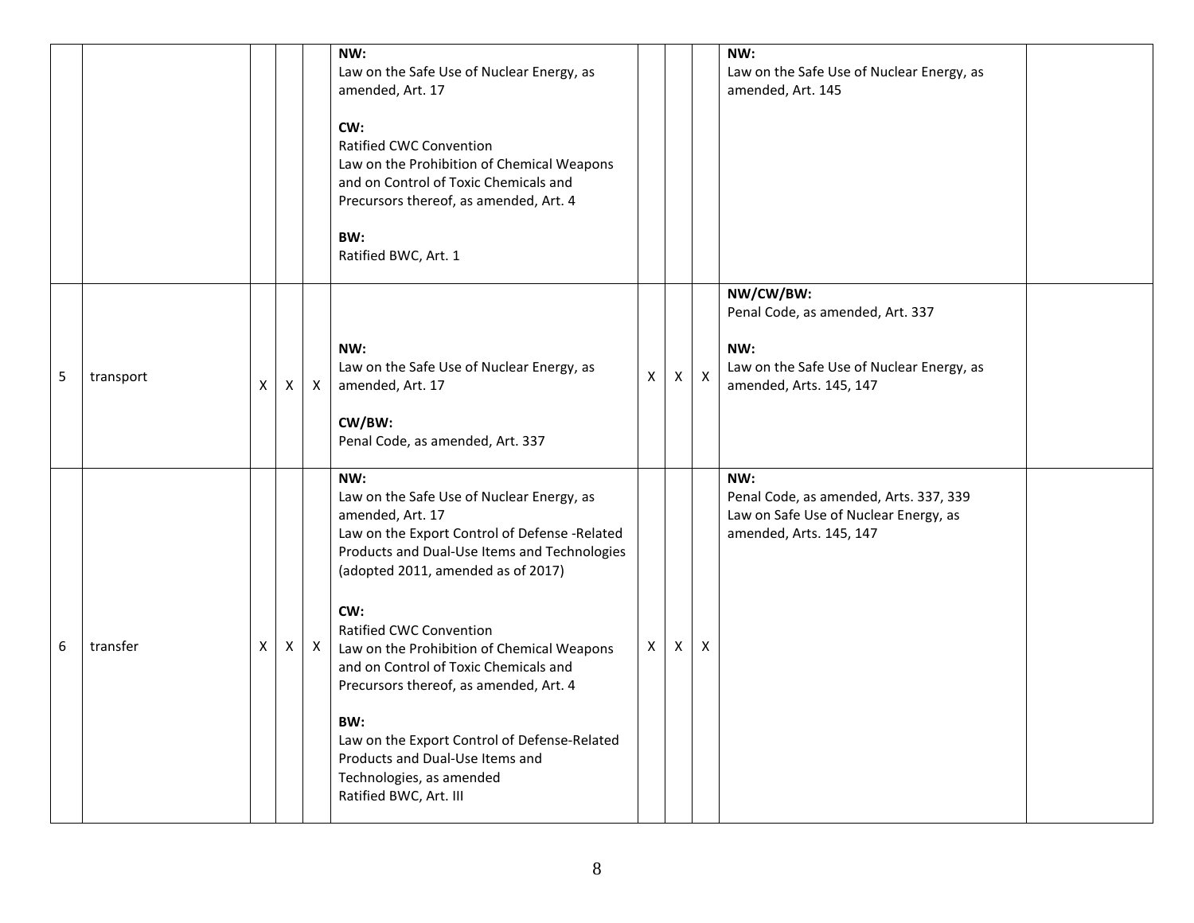| | | | | | | | | | | |
|---|---|---|---|---|---|---|---|---|---|---|
| | | | | | **NW:**<br>Law on the Safe Use of Nuclear Energy, as amended, Art. 17<br><br>**CW:**<br>Ratified CWC Convention<br>Law on the Prohibition of Chemical Weapons and on Control of Toxic Chemicals and Precursors thereof, as amended, Art. 4<br><br>**BW:**<br>Ratified BWC, Art. 1 | | | | **NW:**<br>Law on the Safe Use of Nuclear Energy, as amended, Art. 145 | |
| 5 | transport | X | X | X | **NW:**<br>Law on the Safe Use of Nuclear Energy, as amended, Art. 17<br><br>**CW/BW:**<br>Penal Code, as amended, Art. 337 | X | X | X | **NW/CW/BW:**<br>Penal Code, as amended, Art. 337<br><br>**NW:**<br>Law on the Safe Use of Nuclear Energy, as amended, Arts. 145, 147 | |
| 6 | transfer | X | X | X | **NW:**<br>Law on the Safe Use of Nuclear Energy, as amended, Art. 17<br>Law on the Export Control of Defense -Related Products and Dual-Use Items and Technologies (adopted 2011, amended as of 2017)<br><br>**CW:**<br>Ratified CWC Convention<br>Law on the Prohibition of Chemical Weapons and on Control of Toxic Chemicals and Precursors thereof, as amended, Art. 4<br><br>**BW:**<br>Law on the Export Control of Defense-Related Products and Dual-Use Items and Technologies, as amended<br>Ratified BWC, Art. III | X | X | X | **NW:**<br>Penal Code, as amended, Arts. 337, 339<br>Law on Safe Use of Nuclear Energy, as amended, Arts. 145, 147 | |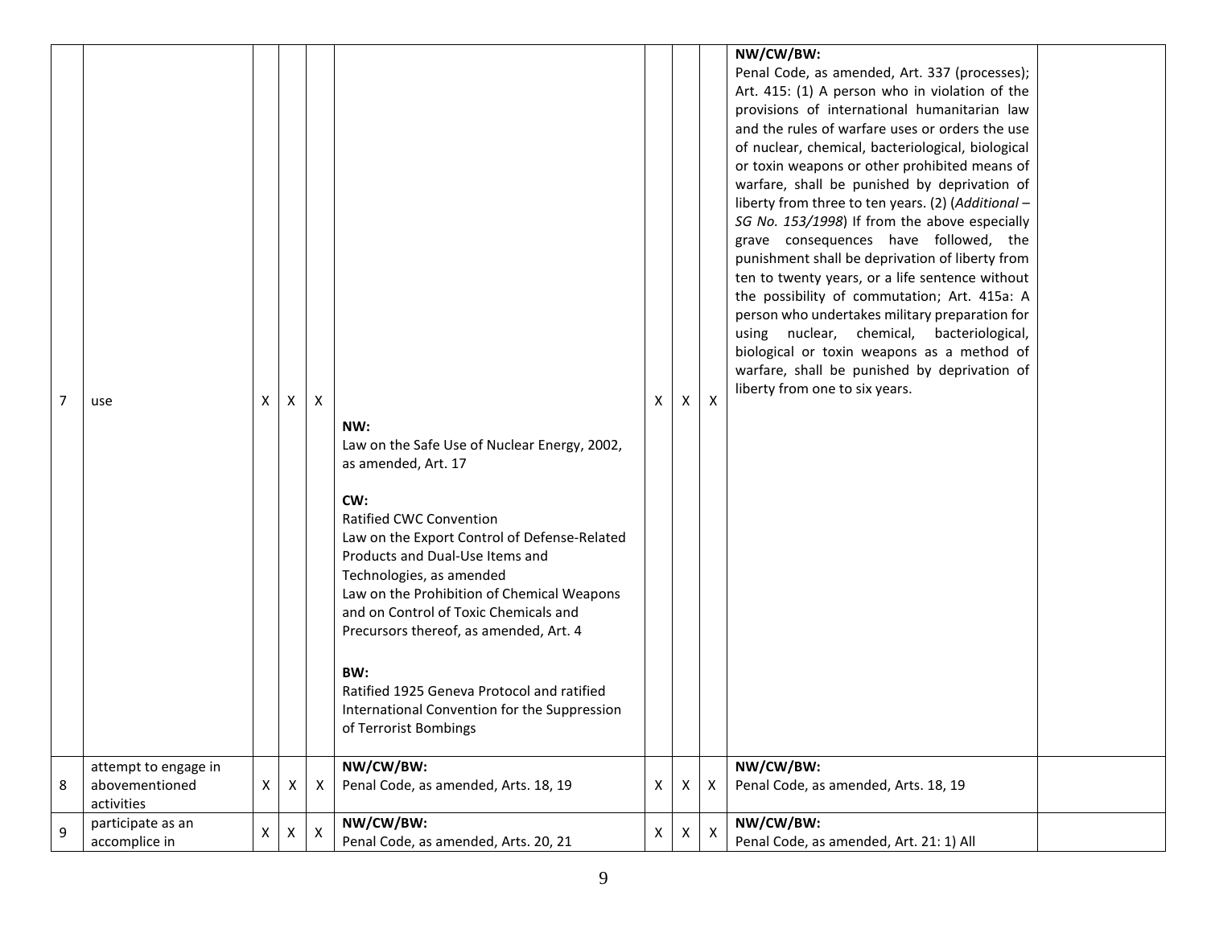| 7 | use | X | X | X | NW:<br>Law on the Safe Use of Nuclear Energy, 2002, as amended, Art. 17<br><br>CW:<br>Ratified CWC Convention<br>Law on the Export Control of Defense-Related Products and Dual-Use Items and Technologies, as amended<br>Law on the Prohibition of Chemical Weapons and on Control of Toxic Chemicals and Precursors thereof, as amended, Art. 4<br><br>BW:<br>Ratified 1925 Geneva Protocol and ratified International Convention for the Suppression of Terrorist Bombings | X | X | X | NW/CW/BW:<br>Penal Code, as amended, Art. 337 (processes); Art. 415: (1) A person who in violation of the provisions of international humanitarian law and the rules of warfare uses or orders the use of nuclear, chemical, bacteriological, biological or toxin weapons or other prohibited means of warfare, shall be punished by deprivation of liberty from three to ten years. (2) (*Additional – SG No. 153/1998*) If from the above especially grave consequences have followed, the punishment shall be deprivation of liberty from ten to twenty years, or a life sentence without the possibility of commutation; Art. 415a: A person who undertakes military preparation for using nuclear, chemical, bacteriological, biological or toxin weapons as a method of warfare, shall be punished by deprivation of liberty from one to six years. | |
|---|---|---|---|---|---|---|---|---|---|---|
| 8 | attempt to engage in abovementioned activities | X | X | X | NW/CW/BW:<br>Penal Code, as amended, Arts. 18, 19 | X | X | X | NW/CW/BW:<br>Penal Code, as amended, Arts. 18, 19 | |
| 9 | participate as an accomplice in | X | X | X | NW/CW/BW:<br>Penal Code, as amended, Arts. 20, 21 | X | X | X | NW/CW/BW:<br>Penal Code, as amended, Art. 21: 1) All | |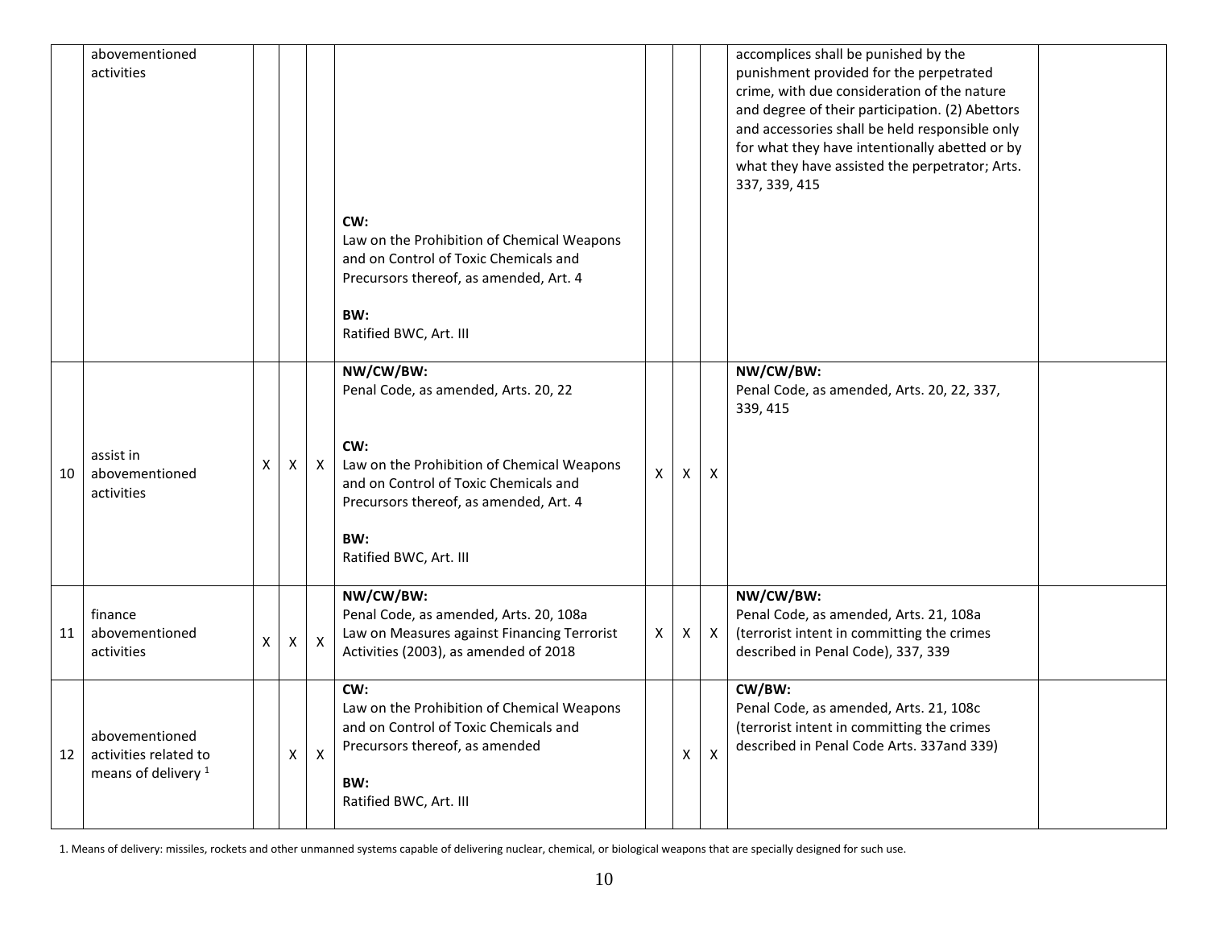| | | | | | | | | | | |
|---|---|---|---|---|---|---|---|---|---|---|
| | abovementioned activities | | | | **CW:**<br>Law on the Prohibition of Chemical Weapons and on Control of Toxic Chemicals and Precursors thereof, as amended, Art. 4<br><br>**BW:**<br>Ratified BWC, Art. III | | | | accomplices shall be punished by the punishment provided for the perpetrated crime, with due consideration of the nature and degree of their participation. (2) Abettors and accessories shall be held responsible only for what they have intentionally abetted or by what they have assisted the perpetrator; Arts. 337, 339, 415 | |
| 10 | assist in abovementioned activities | X | X | X | **NW/CW/BW:**<br>Penal Code, as amended, Arts. 20, 22<br><br>**CW:**<br>Law on the Prohibition of Chemical Weapons and on Control of Toxic Chemicals and Precursors thereof, as amended, Art. 4<br><br>**BW:**<br>Ratified BWC, Art. III | X | X | X | **NW/CW/BW:**<br>Penal Code, as amended, Arts. 20, 22, 337, 339, 415 | |
| 11 | finance abovementioned activities | X | X | X | **NW/CW/BW:**<br>Penal Code, as amended, Arts. 20, 108a<br>Law on Measures against Financing Terrorist Activities (2003), as amended of 2018 | X | X | X | **NW/CW/BW:**<br>Penal Code, as amended, Arts. 21, 108a (terrorist intent in committing the crimes described in Penal Code), 337, 339 | |
| 12 | abovementioned activities related to means of delivery [1] | | X | X | **CW:**<br>Law on the Prohibition of Chemical Weapons and on Control of Toxic Chemicals and Precursors thereof, as amended<br><br>**BW:**<br>Ratified BWC, Art. III | | X | X | **CW/BW:**<br>Penal Code, as amended, Arts. 21, 108c (terrorist intent in committing the crimes described in Penal Code Arts. 337and 339) | |

1. Means of delivery: missiles, rockets and other unmanned systems capable of delivering nuclear, chemical, or biological weapons that are specially designed for such use.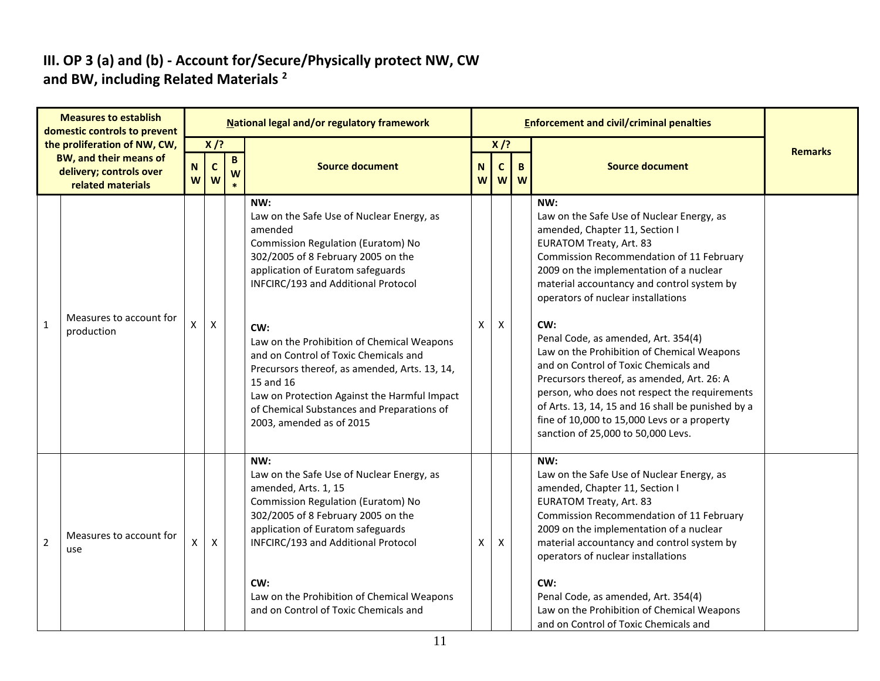## III. OP 3 (a) and (b) - Account for/Secure/Physically protect NW, CW and BW, including Related Materials [2]

| Measures to establish domestic controls to prevent the proliferation of NW, CW, BW, and their means of delivery; controls over related materials | | National legal and/or regulatory framework | | | | Enforcement and civil/criminal penalties | | | | Remarks |
|---|---|---|---|---|---|---|---|---|---|---|
| | | X /? | | | Source document | X /? | | | Source document | |
| | | NW | CW | BW* | | NW | CW | BW | | |
| 1 | Measures to account for production | X | X | | NW:<br>Law on the Safe Use of Nuclear Energy, as amended<br>Commission Regulation (Euratom) No 302/2005 of 8 February 2005 on the application of Euratom safeguards<br>INFCIRC/193 and Additional Protocol<br><br>CW:<br>Law on the Prohibition of Chemical Weapons and on Control of Toxic Chemicals and Precursors thereof, as amended, Arts. 13, 14, 15 and 16<br>Law on Protection Against the Harmful Impact of Chemical Substances and Preparations of 2003, amended as of 2015 | X | X | | NW:<br>Law on the Safe Use of Nuclear Energy, as amended, Chapter 11, Section I<br>EURATOM Treaty, Art. 83<br>Commission Recommendation of 11 February 2009 on the implementation of a nuclear material accountancy and control system by operators of nuclear installations<br><br>CW:<br>Penal Code, as amended, Art. 354(4)<br>Law on the Prohibition of Chemical Weapons and on Control of Toxic Chemicals and Precursors thereof, as amended, Art. 26: A person, who does not respect the requirements of Arts. 13, 14, 15 and 16 shall be punished by a fine of 10,000 to 15,000 Levs or a property sanction of 25,000 to 50,000 Levs. | |
| 2 | Measures to account for use | X | X | | NW:<br>Law on the Safe Use of Nuclear Energy, as amended, Arts. 1, 15<br>Commission Regulation (Euratom) No 302/2005 of 8 February 2005 on the application of Euratom safeguards<br>INFCIRC/193 and Additional Protocol<br><br>CW:<br>Law on the Prohibition of Chemical Weapons and on Control of Toxic Chemicals and | X | X | | NW:<br>Law on the Safe Use of Nuclear Energy, as amended, Chapter 11, Section I<br>EURATOM Treaty, Art. 83<br>Commission Recommendation of 11 February 2009 on the implementation of a nuclear material accountancy and control system by operators of nuclear installations<br><br>CW:<br>Penal Code, as amended, Art. 354(4)<br>Law on the Prohibition of Chemical Weapons and on Control of Toxic Chemicals and | |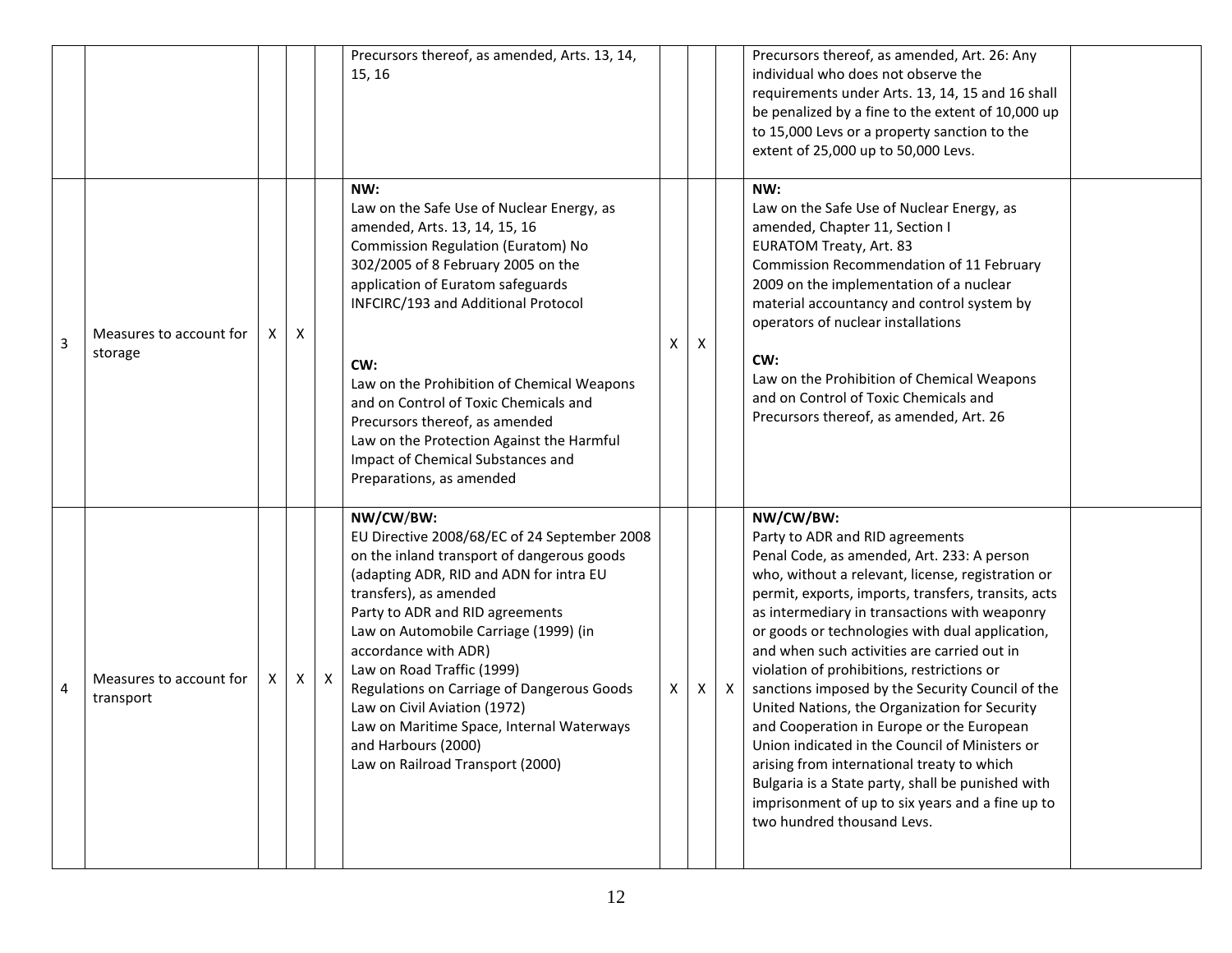| | | | | | | | | | | |
|---|---|---|---|---|---|---|---|---|---|---|
| | | | | | Precursors thereof, as amended, Arts. 13, 14, 15, 16 | | | | Precursors thereof, as amended, Art. 26: Any individual who does not observe the requirements under Arts. 13, 14, 15 and 16 shall be penalized by a fine to the extent of 10,000 up to 15,000 Levs or a property sanction to the extent of 25,000 up to 50,000 Levs. | |
| 3 | Measures to account for storage | X | X | | **NW:**<br>Law on the Safe Use of Nuclear Energy, as amended, Arts. 13, 14, 15, 16<br>Commission Regulation (Euratom) No 302/2005 of 8 February 2005 on the application of Euratom safeguards<br>INFCIRC/193 and Additional Protocol<br><br>**CW:**<br>Law on the Prohibition of Chemical Weapons and on Control of Toxic Chemicals and Precursors thereof, as amended<br>Law on the Protection Against the Harmful Impact of Chemical Substances and Preparations, as amended | X | X | | **NW:**<br>Law on the Safe Use of Nuclear Energy, as amended, Chapter 11, Section I<br>EURATOM Treaty, Art. 83<br>Commission Recommendation of 11 February 2009 on the implementation of a nuclear material accountancy and control system by operators of nuclear installations<br><br>**CW:**<br>Law on the Prohibition of Chemical Weapons and on Control of Toxic Chemicals and Precursors thereof, as amended, Art. 26 | |
| 4 | Measures to account for transport | X | X | X | **NW/CW/BW:**<br>EU Directive 2008/68/EC of 24 September 2008 on the inland transport of dangerous goods (adapting ADR, RID and ADN for intra EU transfers), as amended<br>Party to ADR and RID agreements<br>Law on Automobile Carriage (1999) (in accordance with ADR)<br>Law on Road Traffic (1999)<br>Regulations on Carriage of Dangerous Goods<br>Law on Civil Aviation (1972)<br>Law on Maritime Space, Internal Waterways and Harbours (2000)<br>Law on Railroad Transport (2000) | X | X | X | **NW/CW/BW:**<br>Party to ADR and RID agreements<br>Penal Code, as amended, Art. 233: A person who, without a relevant, license, registration or permit, exports, imports, transfers, transits, acts as intermediary in transactions with weaponry or goods or technologies with dual application, and when such activities are carried out in violation of prohibitions, restrictions or sanctions imposed by the Security Council of the United Nations, the Organization for Security and Cooperation in Europe or the European Union indicated in the Council of Ministers or arising from international treaty to which Bulgaria is a State party, shall be punished with imprisonment of up to six years and a fine up to two hundred thousand Levs. | |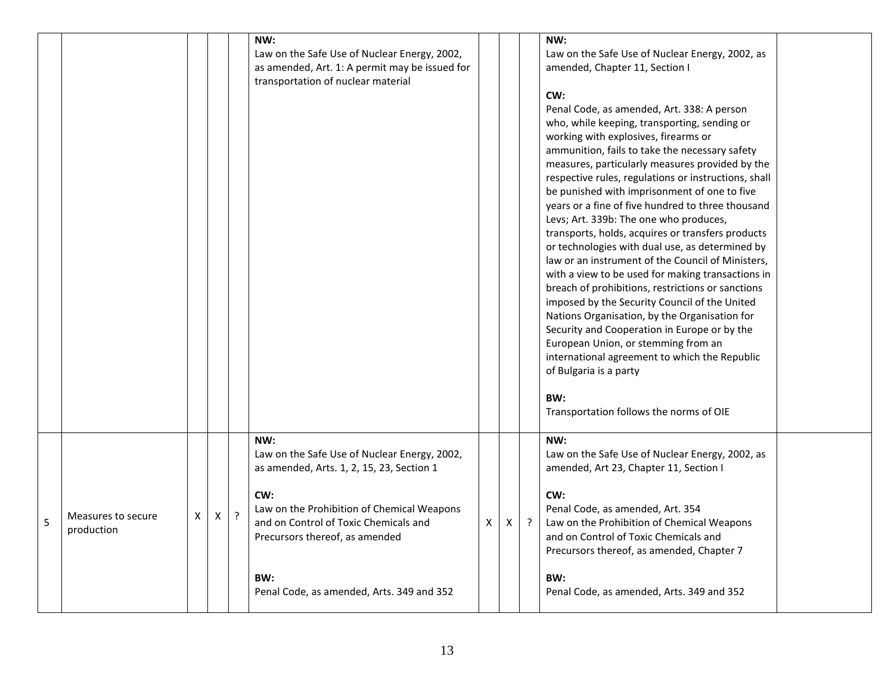| | | | | | | | | | | |
|---|---|---|---|---|---|---|---|---|---|---|
| | | | | | **NW:**<br>Law on the Safe Use of Nuclear Energy, 2002, as amended, Art. 1: A permit may be issued for transportation of nuclear material | | | | **NW:**<br>Law on the Safe Use of Nuclear Energy, 2002, as amended, Chapter 11, Section I<br><br>**CW:**<br>Penal Code, as amended, Art. 338: A person who, while keeping, transporting, sending or working with explosives, firearms or ammunition, fails to take the necessary safety measures, particularly measures provided by the respective rules, regulations or instructions, shall be punished with imprisonment of one to five years or a fine of five hundred to three thousand Levs; Art. 339b: The one who produces, transports, holds, acquires or transfers products or technologies with dual use, as determined by law or an instrument of the Council of Ministers, with a view to be used for making transactions in breach of prohibitions, restrictions or sanctions imposed by the Security Council of the United Nations Organisation, by the Organisation for Security and Cooperation in Europe or by the European Union, or stemming from an international agreement to which the Republic of Bulgaria is a party<br><br>**BW:**<br>Transportation follows the norms of OIE | |
| 5 | Measures to secure production | X | X | ? | **NW:**<br>Law on the Safe Use of Nuclear Energy, 2002, as amended, Arts. 1, 2, 15, 23, Section 1<br><br>**CW:**<br>Law on the Prohibition of Chemical Weapons and on Control of Toxic Chemicals and Precursors thereof, as amended<br><br>**BW:**<br>Penal Code, as amended, Arts. 349 and 352 | X | X | ? | **NW:**<br>Law on the Safe Use of Nuclear Energy, 2002, as amended, Art 23, Chapter 11, Section I<br><br>**CW:**<br>Penal Code, as amended, Art. 354<br>Law on the Prohibition of Chemical Weapons and on Control of Toxic Chemicals and Precursors thereof, as amended, Chapter 7<br><br>**BW:**<br>Penal Code, as amended, Arts. 349 and 352 | |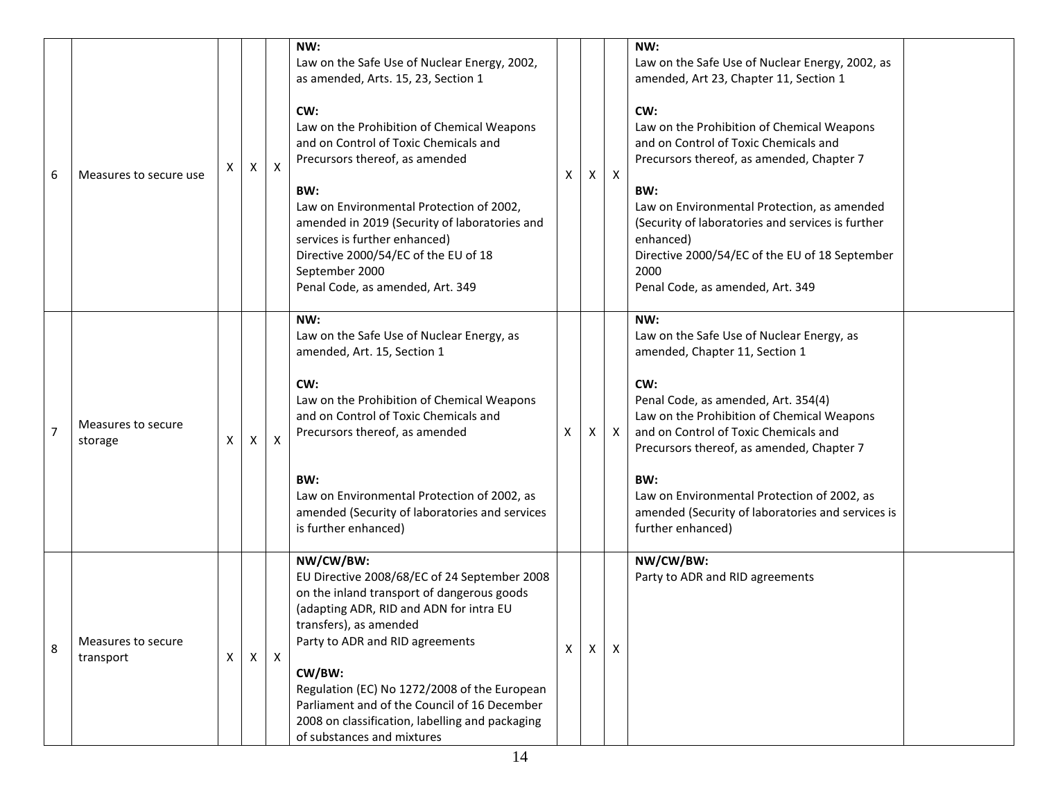| 6 | Measures to secure use | X | X | X | **NW:**<br>Law on the Safe Use of Nuclear Energy, 2002, as amended, Arts. 15, 23, Section 1<br><br>**CW:**<br>Law on the Prohibition of Chemical Weapons and on Control of Toxic Chemicals and Precursors thereof, as amended<br><br>**BW:**<br>Law on Environmental Protection of 2002, amended in 2019 (Security of laboratories and services is further enhanced)<br>Directive 2000/54/EC of the EU of 18 September 2000<br>Penal Code, as amended, Art. 349 | X | X | X | **NW:**<br>Law on the Safe Use of Nuclear Energy, 2002, as amended, Art 23, Chapter 11, Section 1<br><br>**CW:**<br>Law on the Prohibition of Chemical Weapons and on Control of Toxic Chemicals and Precursors thereof, as amended, Chapter 7<br><br>**BW:**<br>Law on Environmental Protection, as amended (Security of laboratories and services is further enhanced)<br>Directive 2000/54/EC of the EU of 18 September 2000<br>Penal Code, as amended, Art. 349 | |
|---|---|---|---|---|---|---|---|---|---|---|
| 7 | Measures to secure storage | X | X | X | **NW:**<br>Law on the Safe Use of Nuclear Energy, as amended, Art. 15, Section 1<br><br>**CW:**<br>Law on the Prohibition of Chemical Weapons and on Control of Toxic Chemicals and Precursors thereof, as amended<br><br>**BW:**<br>Law on Environmental Protection of 2002, as amended (Security of laboratories and services is further enhanced) | X | X | X | **NW:**<br>Law on the Safe Use of Nuclear Energy, as amended, Chapter 11, Section 1<br><br>**CW:**<br>Penal Code, as amended, Art. 354(4)<br>Law on the Prohibition of Chemical Weapons and on Control of Toxic Chemicals and Precursors thereof, as amended, Chapter 7<br><br>**BW:**<br>Law on Environmental Protection of 2002, as amended (Security of laboratories and services is further enhanced) | |
| 8 | Measures to secure transport | X | X | X | **NW/CW/BW:**<br>EU Directive 2008/68/EC of 24 September 2008 on the inland transport of dangerous goods (adapting ADR, RID and ADN for intra EU transfers), as amended<br>Party to ADR and RID agreements<br><br>**CW/BW:**<br>Regulation (EC) No 1272/2008 of the European Parliament and of the Council of 16 December 2008 on classification, labelling and packaging of substances and mixtures | X | X | X | **NW/CW/BW:**<br>Party to ADR and RID agreements | |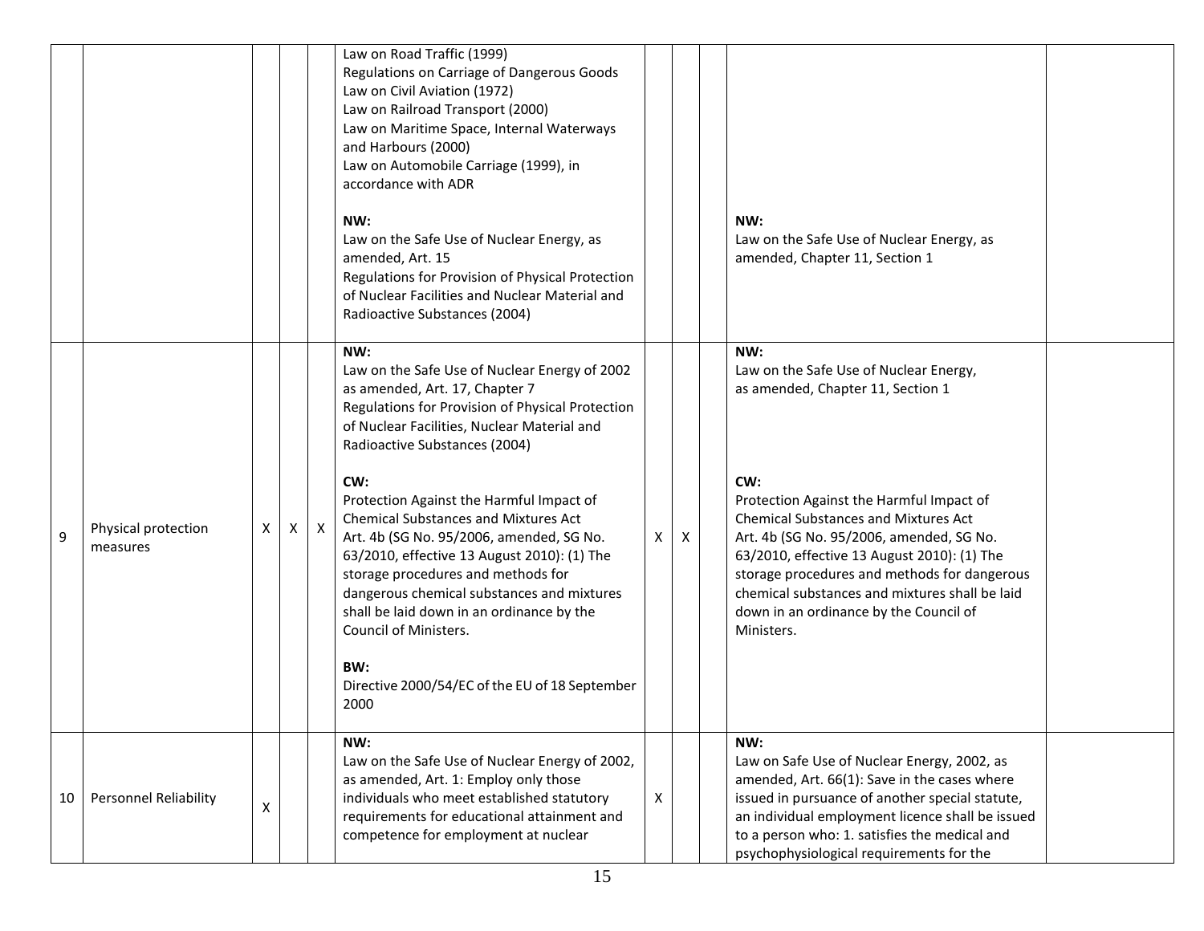| | | | | | | | | | | |
|---|---|---|---|---|---|---|---|---|---|---|
| | | | | | Law on Road Traffic (1999)<br>Regulations on Carriage of Dangerous Goods<br>Law on Civil Aviation (1972)<br>Law on Railroad Transport (2000)<br>Law on Maritime Space, Internal Waterways and Harbours (2000)<br>Law on Automobile Carriage (1999), in accordance with ADR<br><br>**NW:**<br>Law on the Safe Use of Nuclear Energy, as amended, Art. 15<br>Regulations for Provision of Physical Protection of Nuclear Facilities and Nuclear Material and Radioactive Substances (2004) | | | | **NW:**<br>Law on the Safe Use of Nuclear Energy, as amended, Chapter 11, Section 1 | |
| 9 | Physical protection measures | X | X | X | **NW:**<br>Law on the Safe Use of Nuclear Energy of 2002 as amended, Art. 17, Chapter 7<br>Regulations for Provision of Physical Protection of Nuclear Facilities, Nuclear Material and Radioactive Substances (2004)<br><br>**CW:**<br>Protection Against the Harmful Impact of Chemical Substances and Mixtures Act<br>Art. 4b (SG No. 95/2006, amended, SG No. 63/2010, effective 13 August 2010): (1) The storage procedures and methods for dangerous chemical substances and mixtures shall be laid down in an ordinance by the Council of Ministers.<br><br>**BW:**<br>Directive 2000/54/EC of the EU of 18 September 2000 | X | X | | **NW:**<br>Law on the Safe Use of Nuclear Energy, as amended, Chapter 11, Section 1<br><br>**CW:**<br>Protection Against the Harmful Impact of Chemical Substances and Mixtures Act<br>Art. 4b (SG No. 95/2006, amended, SG No. 63/2010, effective 13 August 2010): (1) The storage procedures and methods for dangerous chemical substances and mixtures shall be laid down in an ordinance by the Council of Ministers. | |
| 10 | Personnel Reliability | X | | | **NW:**<br>Law on the Safe Use of Nuclear Energy of 2002, as amended, Art. 1: Employ only those individuals who meet established statutory requirements for educational attainment and competence for employment at nuclear | X | | | **NW:**<br>Law on Safe Use of Nuclear Energy, 2002, as amended, Art. 66(1): Save in the cases where issued in pursuance of another special statute, an individual employment licence shall be issued to a person who: 1. satisfies the medical and psychophysiological requirements for the | |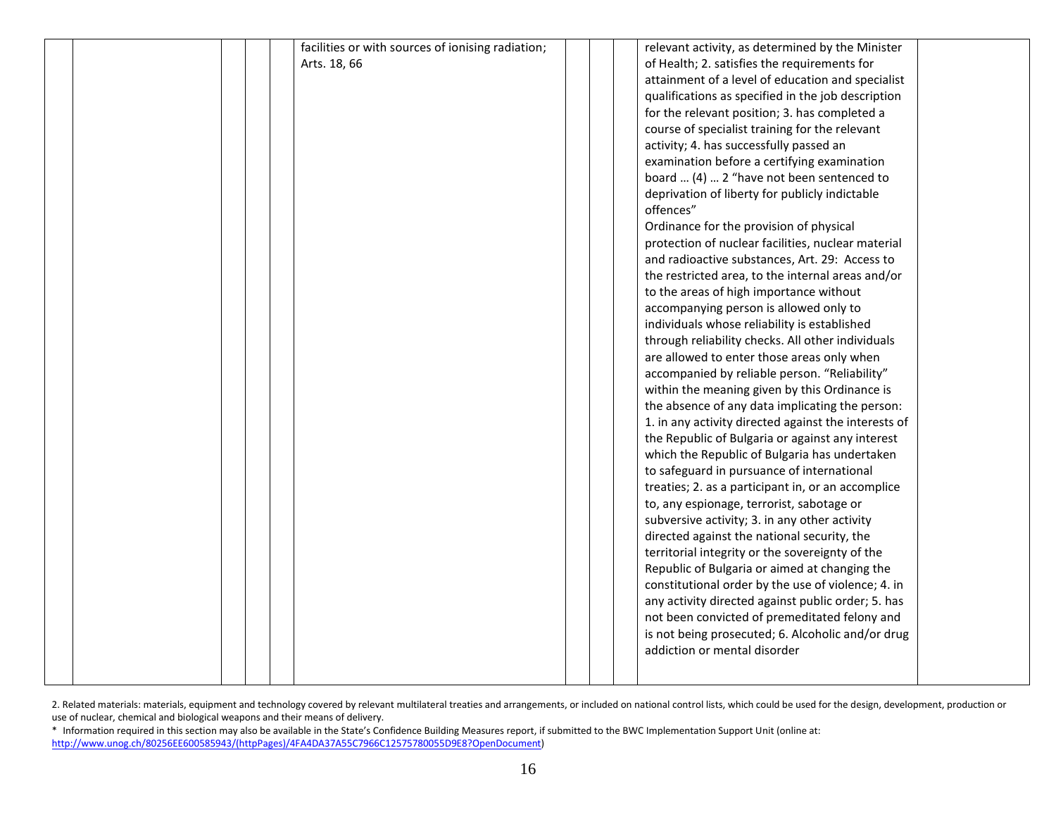|  |  |  |  |  |  |  |  |  |  |
|---|---|---|---|---|---|---|---|---|---|
|  |  |  |  | facilities or with sources of ionising radiation; Arts. 18, 66 |  |  |  | relevant activity, as determined by the Minister of Health; 2. satisfies the requirements for attainment of a level of education and specialist qualifications as specified in the job description for the relevant position; 3. has completed a course of specialist training for the relevant activity; 4. has successfully passed an examination before a certifying examination board … (4) … 2 "have not been sentenced to deprivation of liberty for publicly indictable offences"<br>Ordinance for the provision of physical protection of nuclear facilities, nuclear material and radioactive substances, Art. 29: Access to the restricted area, to the internal areas and/or to the areas of high importance without accompanying person is allowed only to individuals whose reliability is established through reliability checks. All other individuals are allowed to enter those areas only when accompanied by reliable person. "Reliability" within the meaning given by this Ordinance is the absence of any data implicating the person: 1. in any activity directed against the interests of the Republic of Bulgaria or against any interest which the Republic of Bulgaria has undertaken to safeguard in pursuance of international treaties; 2. as a participant in, or an accomplice to, any espionage, terrorist, sabotage or subversive activity; 3. in any other activity directed against the national security, the territorial integrity or the sovereignty of the Republic of Bulgaria or aimed at changing the constitutional order by the use of violence; 4. in any activity directed against public order; 5. has not been convicted of premeditated felony and is not being prosecuted; 6. Alcoholic and/or drug addiction or mental disorder |  |

2. Related materials: materials, equipment and technology covered by relevant multilateral treaties and arrangements, or included on national control lists, which could be used for the design, development, production or use of nuclear, chemical and biological weapons and their means of delivery.

\* Information required in this section may also be available in the State's Confidence Building Measures report, if submitted to the BWC Implementation Support Unit (online at: http://www.unog.ch/80256EE600585943/(httpPages)/4FA4DA37A55C7966C12575780055D9E8?OpenDocument)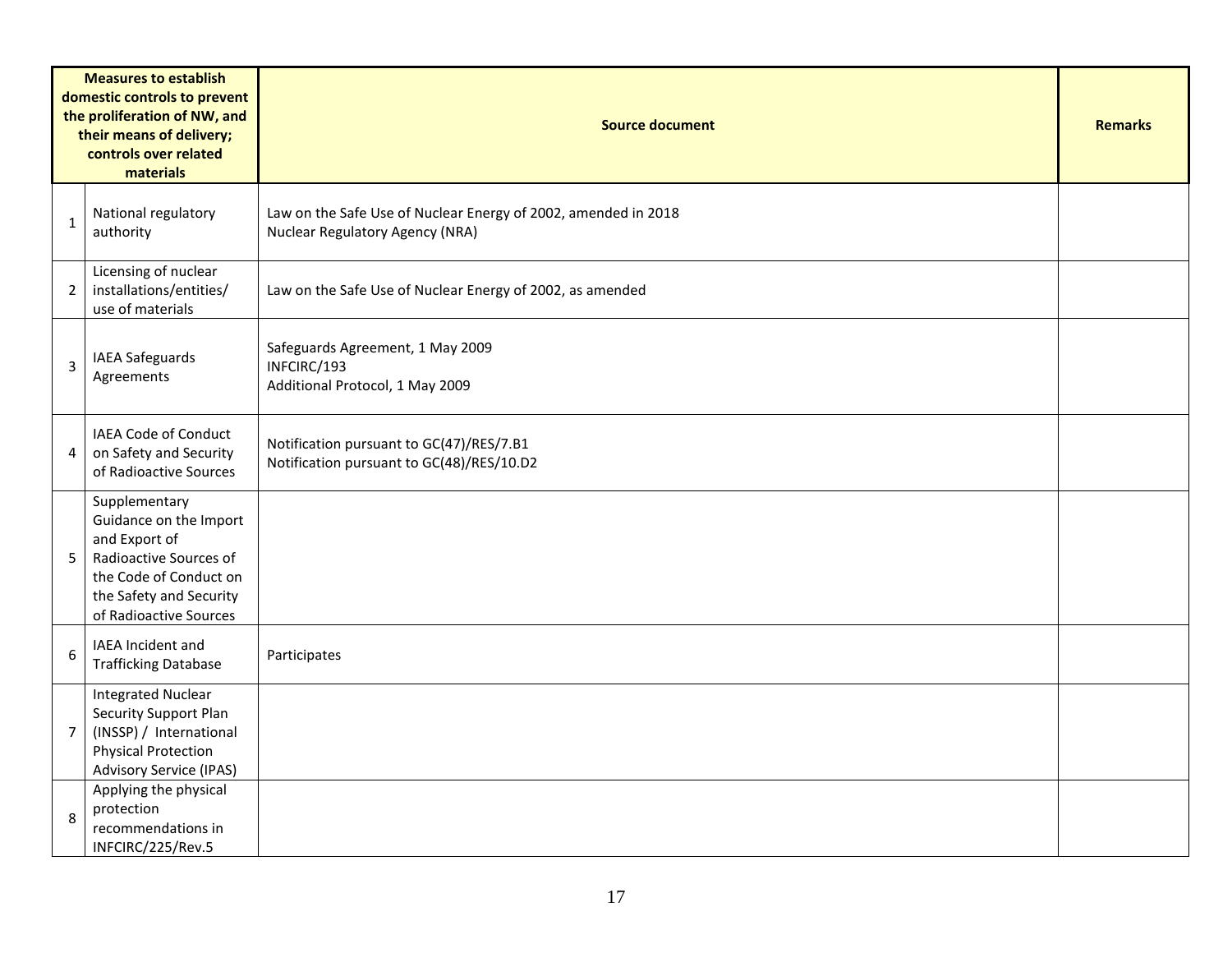| | Measures to establish domestic controls to prevent the proliferation of NW, and their means of delivery; controls over related materials | Source document | Remarks |
|---|---|---|---|
| 1 | National regulatory authority | Law on the Safe Use of Nuclear Energy of 2002, amended in 2018<br>Nuclear Regulatory Agency (NRA) | |
| 2 | Licensing of nuclear installations/entities/ use of materials | Law on the Safe Use of Nuclear Energy of 2002, as amended | |
| 3 | IAEA Safeguards Agreements | Safeguards Agreement, 1 May 2009<br>INFCIRC/193<br>Additional Protocol, 1 May 2009 | |
| 4 | IAEA Code of Conduct on Safety and Security of Radioactive Sources | Notification pursuant to GC(47)/RES/7.B1<br>Notification pursuant to GC(48)/RES/10.D2 | |
| 5 | Supplementary Guidance on the Import and Export of Radioactive Sources of the Code of Conduct on the Safety and Security of Radioactive Sources | | |
| 6 | IAEA Incident and Trafficking Database | Participates | |
| 7 | Integrated Nuclear Security Support Plan (INSSP) / International Physical Protection Advisory Service (IPAS) | | |
| 8 | Applying the physical protection recommendations in INFCIRC/225/Rev.5 | | |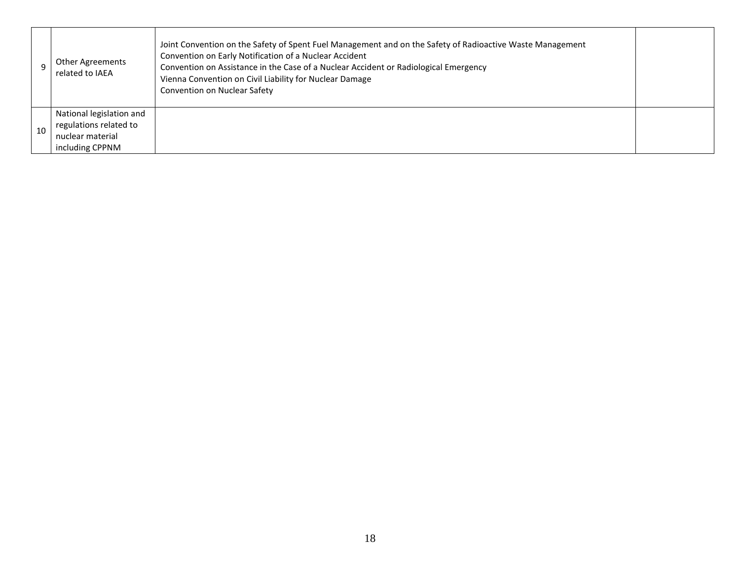| | | | |
|---|---|---|---|
| 9 | Other Agreements related to IAEA | Joint Convention on the Safety of Spent Fuel Management and on the Safety of Radioactive Waste Management<br>Convention on Early Notification of a Nuclear Accident<br>Convention on Assistance in the Case of a Nuclear Accident or Radiological Emergency<br>Vienna Convention on Civil Liability for Nuclear Damage<br>Convention on Nuclear Safety | |
| 10 | National legislation and regulations related to nuclear material including CPPNM | | |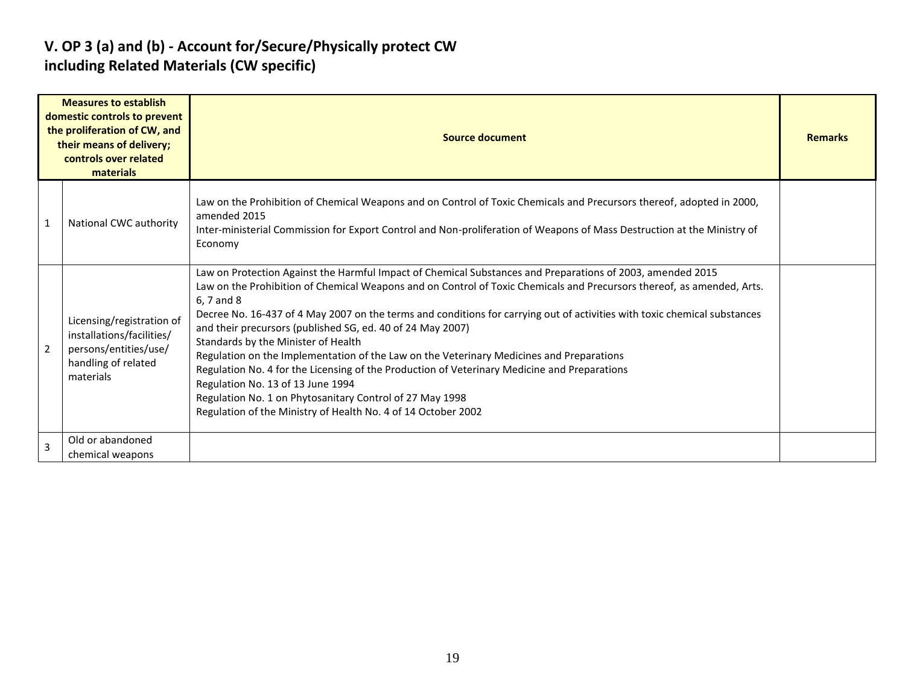## V. OP 3 (a) and (b) - Account for/Secure/Physically protect CW including Related Materials (CW specific)

| Measures to establish domestic controls to prevent the proliferation of CW, and their means of delivery; controls over related materials | | Source document | Remarks |
|---|---|---|---|
| 1 | National CWC authority | Law on the Prohibition of Chemical Weapons and on Control of Toxic Chemicals and Precursors thereof, adopted in 2000, amended 2015<br>Inter-ministerial Commission for Export Control and Non-proliferation of Weapons of Mass Destruction at the Ministry of Economy | |
| 2 | Licensing/registration of installations/facilities/ persons/entities/use/ handling of related materials | Law on Protection Against the Harmful Impact of Chemical Substances and Preparations of 2003, amended 2015<br>Law on the Prohibition of Chemical Weapons and on Control of Toxic Chemicals and Precursors thereof, as amended, Arts. 6, 7 and 8<br>Decree No. 16-437 of 4 May 2007 on the terms and conditions for carrying out of activities with toxic chemical substances and their precursors (published SG, ed. 40 of 24 May 2007)<br>Standards by the Minister of Health<br>Regulation on the Implementation of the Law on the Veterinary Medicines and Preparations<br>Regulation No. 4 for the Licensing of the Production of Veterinary Medicine and Preparations<br>Regulation No. 13 of 13 June 1994<br>Regulation No. 1 on Phytosanitary Control of 27 May 1998<br>Regulation of the Ministry of Health No. 4 of 14 October 2002 | |
| 3 | Old or abandoned chemical weapons | | |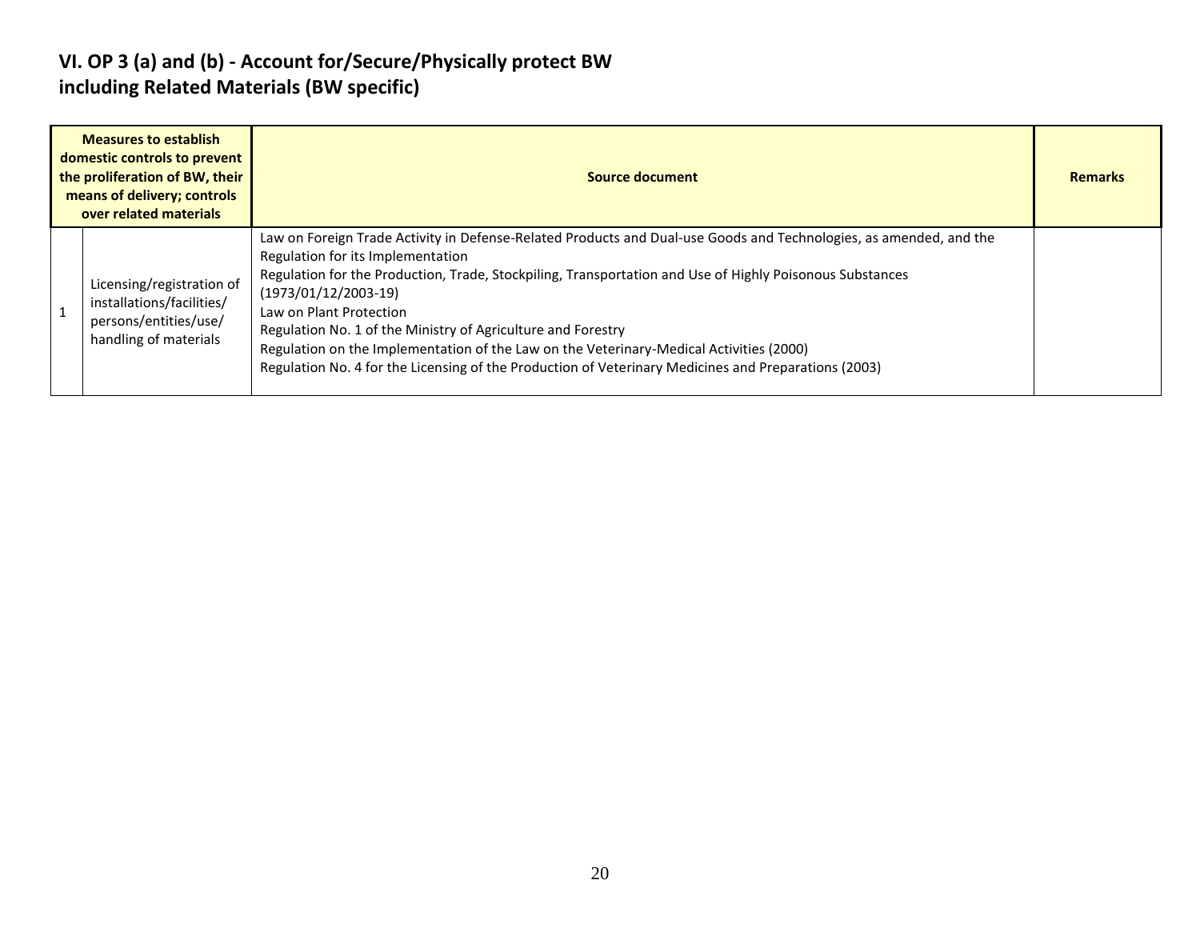## VI. OP 3 (a) and (b) - Account for/Secure/Physically protect BW including Related Materials (BW specific)

| Measures to establish domestic controls to prevent the proliferation of BW, their means of delivery; controls over related materials | | Source document | Remarks |
|---|---|---|---|
| 1 | Licensing/registration of installations/facilities/ persons/entities/use/ handling of materials | Law on Foreign Trade Activity in Defense-Related Products and Dual-use Goods and Technologies, as amended, and the Regulation for its Implementation<br>Regulation for the Production, Trade, Stockpiling, Transportation and Use of Highly Poisonous Substances (1973/01/12/2003-19)<br>Law on Plant Protection<br>Regulation No. 1 of the Ministry of Agriculture and Forestry<br>Regulation on the Implementation of the Law on the Veterinary-Medical Activities (2000)<br>Regulation No. 4 for the Licensing of the Production of Veterinary Medicines and Preparations (2003) | |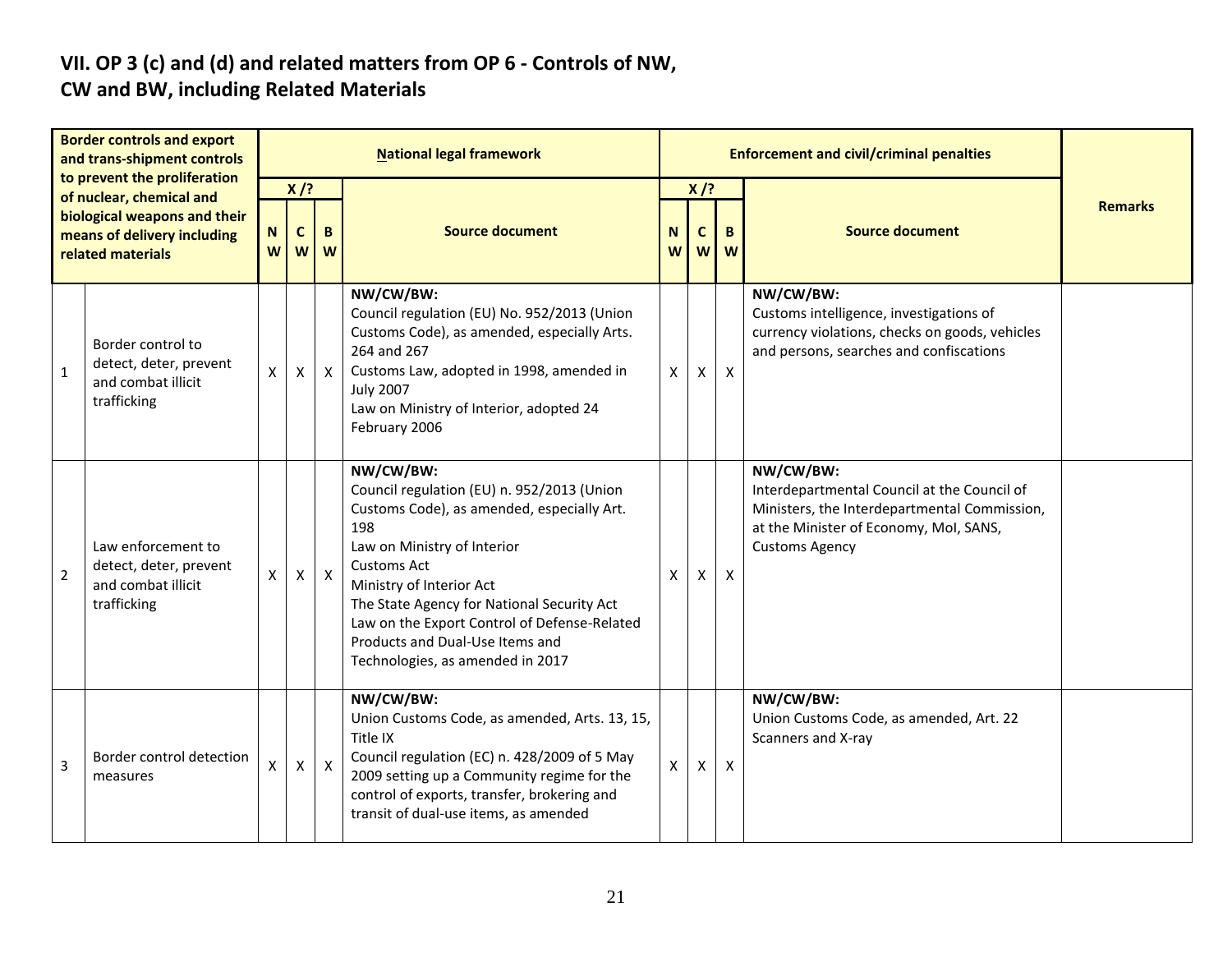## VII. OP 3 (c) and (d) and related matters from OP 6 - Controls of NW, CW and BW, including Related Materials

| | Border controls and export and trans-shipment controls to prevent the proliferation of nuclear, chemical and biological weapons and their means of delivery including related materials | National legal framework | | | | Enforcement and civil/criminal penalties | | | | Remarks |
|---|---|---|---|---|---|---|---|---|---|---|
| | | X /? | | | Source document | X /? | | | Source document | |
| | | NW | CW | BW | | NW | CW | BW | | |
| 1 | Border control to detect, deter, prevent and combat illicit trafficking | X | X | X | **NW/CW/BW:**<br>Council regulation (EU) No. 952/2013 (Union Customs Code), as amended, especially Arts. 264 and 267<br>Customs Law, adopted in 1998, amended in July 2007<br>Law on Ministry of Interior, adopted 24 February 2006 | X | X | X | **NW/CW/BW:**<br>Customs intelligence, investigations of currency violations, checks on goods, vehicles and persons, searches and confiscations | |
| 2 | Law enforcement to detect, deter, prevent and combat illicit trafficking | X | X | X | **NW/CW/BW:**<br>Council regulation (EU) n. 952/2013 (Union Customs Code), as amended, especially Art. 198<br>Law on Ministry of Interior<br>Customs Act<br>Ministry of Interior Act<br>The State Agency for National Security Act<br>Law on the Export Control of Defense-Related Products and Dual-Use Items and Technologies, as amended in 2017 | X | X | X | **NW/CW/BW:**<br>Interdepartmental Council at the Council of Ministers, the Interdepartmental Commission, at the Minister of Economy, MoI, SANS, Customs Agency | |
| 3 | Border control detection measures | X | X | X | **NW/CW/BW:**<br>Union Customs Code, as amended, Arts. 13, 15, Title IX<br>Council regulation (EC) n. 428/2009 of 5 May 2009 setting up a Community regime for the control of exports, transfer, brokering and transit of dual-use items, as amended | X | X | X | **NW/CW/BW:**<br>Union Customs Code, as amended, Art. 22<br>Scanners and X-ray | |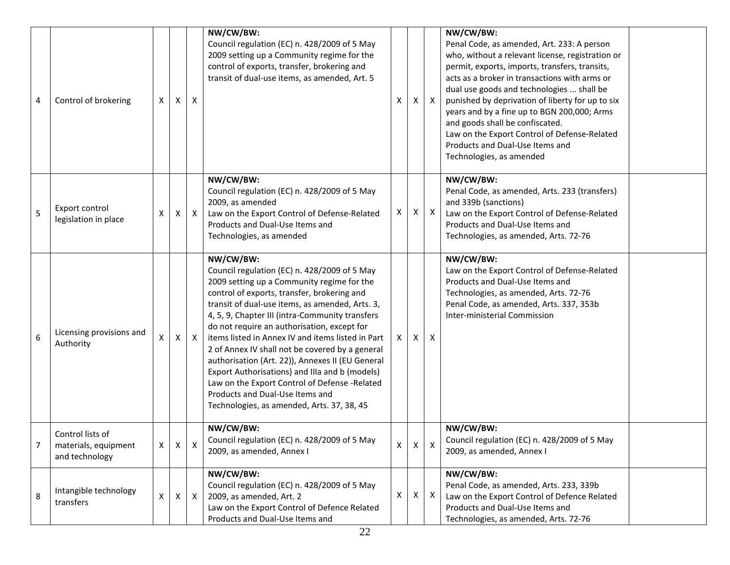| 4 | Control of brokering | X | X | X | NW/CW/BW:<br>Council regulation (EC) n. 428/2009 of 5 May 2009 setting up a Community regime for the control of exports, transfer, brokering and transit of dual-use items, as amended, Art. 5 | X | X | X | NW/CW/BW:<br>Penal Code, as amended, Art. 233: A person who, without a relevant license, registration or permit, exports, imports, transfers, transits, acts as a broker in transactions with arms or dual use goods and technologies ... shall be punished by deprivation of liberty for up to six years and by a fine up to BGN 200,000; Arms and goods shall be confiscated.<br>Law on the Export Control of Defense-Related Products and Dual-Use Items and Technologies, as amended | |
|---|---|---|---|---|---|---|---|---|---|---|
| 5 | Export control legislation in place | X | X | X | NW/CW/BW:<br>Council regulation (EC) n. 428/2009 of 5 May 2009, as amended<br>Law on the Export Control of Defense-Related Products and Dual-Use Items and Technologies, as amended | X | X | X | NW/CW/BW:<br>Penal Code, as amended, Arts. 233 (transfers) and 339b (sanctions)<br>Law on the Export Control of Defense-Related Products and Dual-Use Items and Technologies, as amended, Arts. 72-76 | |
| 6 | Licensing provisions and Authority | X | X | X | NW/CW/BW:<br>Council regulation (EC) n. 428/2009 of 5 May 2009 setting up a Community regime for the control of exports, transfer, brokering and transit of dual-use items, as amended, Arts. 3, 4, 5, 9, Chapter III (intra-Community transfers do not require an authorisation, except for items listed in Annex IV and items listed in Part 2 of Annex IV shall not be covered by a general authorisation (Art. 22)), Annexes II (EU General Export Authorisations) and IIIa and b (models)<br>Law on the Export Control of Defense -Related Products and Dual-Use Items and Technologies, as amended, Arts. 37, 38, 45 | X | X | X | NW/CW/BW:<br>Law on the Export Control of Defense-Related Products and Dual-Use Items and Technologies, as amended, Arts. 72-76<br>Penal Code, as amended, Arts. 337, 353b<br>Inter-ministerial Commission | |
| 7 | Control lists of materials, equipment and technology | X | X | X | NW/CW/BW:<br>Council regulation (EC) n. 428/2009 of 5 May 2009, as amended, Annex I | X | X | X | NW/CW/BW:<br>Council regulation (EC) n. 428/2009 of 5 May 2009, as amended, Annex I | |
| 8 | Intangible technology transfers | X | X | X | NW/CW/BW:<br>Council regulation (EC) n. 428/2009 of 5 May 2009, as amended, Art. 2<br>Law on the Export Control of Defence Related Products and Dual-Use Items and | X | X | X | NW/CW/BW:<br>Penal Code, as amended, Arts. 233, 339b<br>Law on the Export Control of Defence Related Products and Dual-Use Items and Technologies, as amended, Arts. 72-76 | |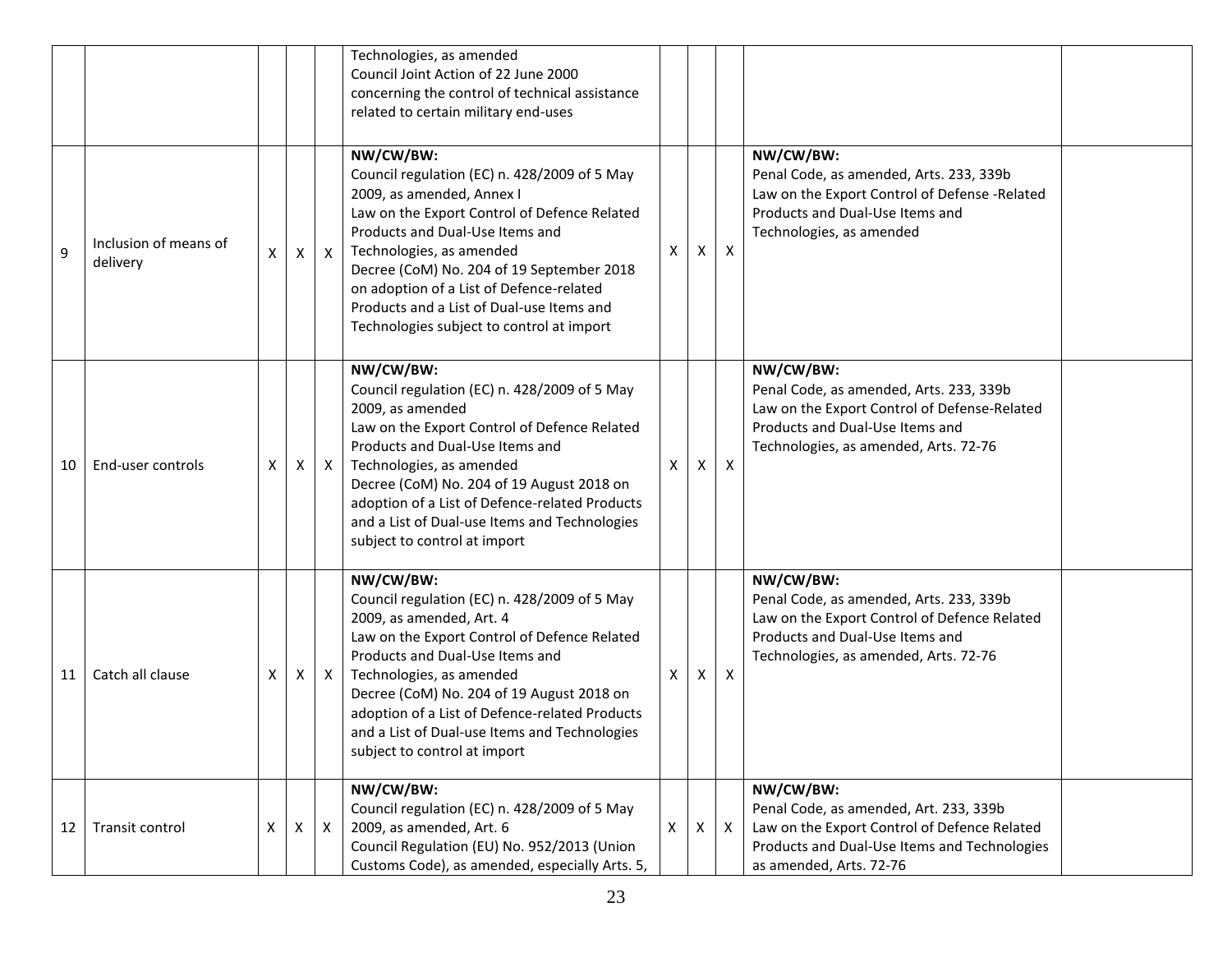| | | | | | | | | | | |
|---|---|---|---|---|---|---|---|---|---|---|
| | | | | | Technologies, as amended<br>Council Joint Action of 22 June 2000 concerning the control of technical assistance related to certain military end-uses | | | | | |
| 9 | Inclusion of means of delivery | X | X | X | **NW/CW/BW:**<br>Council regulation (EC) n. 428/2009 of 5 May 2009, as amended, Annex I<br>Law on the Export Control of Defence Related Products and Dual-Use Items and Technologies, as amended<br>Decree (CoM) No. 204 of 19 September 2018 on adoption of a List of Defence-related Products and a List of Dual-use Items and Technologies subject to control at import | X | X | X | **NW/CW/BW:**<br>Penal Code, as amended, Arts. 233, 339b<br>Law on the Export Control of Defense -Related Products and Dual-Use Items and Technologies, as amended | |
| 10 | End-user controls | X | X | X | **NW/CW/BW:**<br>Council regulation (EC) n. 428/2009 of 5 May 2009, as amended<br>Law on the Export Control of Defence Related Products and Dual-Use Items and Technologies, as amended<br>Decree (CoM) No. 204 of 19 August 2018 on adoption of a List of Defence-related Products and a List of Dual-use Items and Technologies subject to control at import | X | X | X | **NW/CW/BW:**<br>Penal Code, as amended, Arts. 233, 339b<br>Law on the Export Control of Defense-Related Products and Dual-Use Items and Technologies, as amended, Arts. 72-76 | |
| 11 | Catch all clause | X | X | X | **NW/CW/BW:**<br>Council regulation (EC) n. 428/2009 of 5 May 2009, as amended, Art. 4<br>Law on the Export Control of Defence Related Products and Dual-Use Items and Technologies, as amended<br>Decree (CoM) No. 204 of 19 August 2018 on adoption of a List of Defence-related Products and a List of Dual-use Items and Technologies subject to control at import | X | X | X | **NW/CW/BW:**<br>Penal Code, as amended, Arts. 233, 339b<br>Law on the Export Control of Defence Related Products and Dual-Use Items and Technologies, as amended, Arts. 72-76 | |
| 12 | Transit control | X | X | X | **NW/CW/BW:**<br>Council regulation (EC) n. 428/2009 of 5 May 2009, as amended, Art. 6<br>Council Regulation (EU) No. 952/2013 (Union Customs Code), as amended, especially Arts. 5, | X | X | X | **NW/CW/BW:**<br>Penal Code, as amended, Art. 233, 339b<br>Law on the Export Control of Defence Related Products and Dual-Use Items and Technologies as amended, Arts. 72-76 | |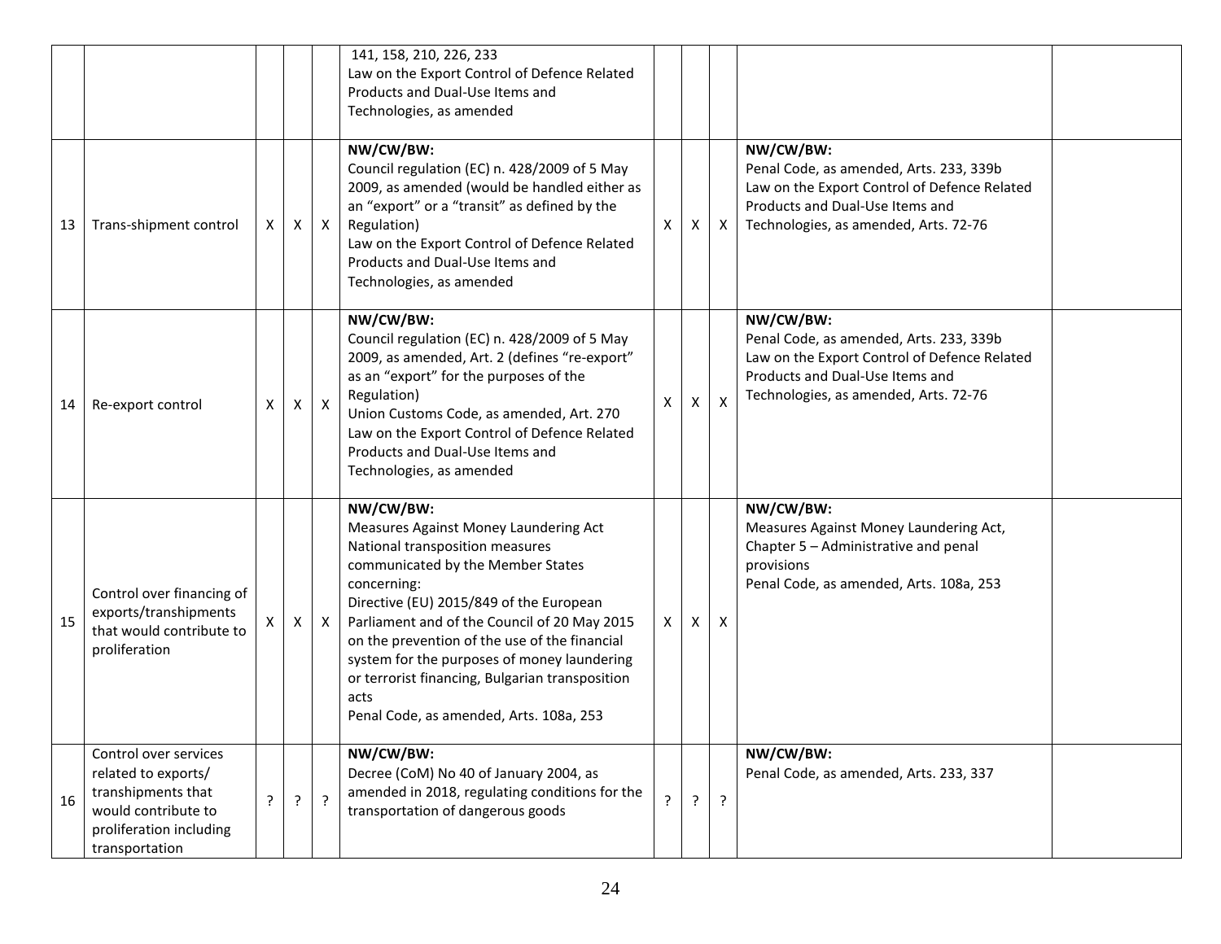| | | | | | | | | | | |
|---|---|---|---|---|---|---|---|---|---|---|
| | | | | | 141, 158, 210, 226, 233<br>Law on the Export Control of Defence Related Products and Dual-Use Items and Technologies, as amended | | | | | |
| 13 | Trans-shipment control | X | X | X | **NW/CW/BW:**<br>Council regulation (EC) n. 428/2009 of 5 May 2009, as amended (would be handled either as an "export" or a "transit" as defined by the Regulation)<br>Law on the Export Control of Defence Related Products and Dual-Use Items and Technologies, as amended | X | X | X | **NW/CW/BW:**<br>Penal Code, as amended, Arts. 233, 339b<br>Law on the Export Control of Defence Related Products and Dual-Use Items and Technologies, as amended, Arts. 72-76 | |
| 14 | Re-export control | X | X | X | **NW/CW/BW:**<br>Council regulation (EC) n. 428/2009 of 5 May 2009, as amended, Art. 2 (defines "re-export" as an "export" for the purposes of the Regulation)<br>Union Customs Code, as amended, Art. 270<br>Law on the Export Control of Defence Related Products and Dual-Use Items and Technologies, as amended | X | X | X | **NW/CW/BW:**<br>Penal Code, as amended, Arts. 233, 339b<br>Law on the Export Control of Defence Related Products and Dual-Use Items and Technologies, as amended, Arts. 72-76 | |
| 15 | Control over financing of exports/transhipments that would contribute to proliferation | X | X | X | **NW/CW/BW:**<br>Measures Against Money Laundering Act<br>National transposition measures communicated by the Member States concerning:<br>Directive (EU) 2015/849 of the European Parliament and of the Council of 20 May 2015 on the prevention of the use of the financial system for the purposes of money laundering or terrorist financing, Bulgarian transposition acts<br>Penal Code, as amended, Arts. 108a, 253 | X | X | X | **NW/CW/BW:**<br>Measures Against Money Laundering Act, Chapter 5 – Administrative and penal provisions<br>Penal Code, as amended, Arts. 108a, 253 | |
| 16 | Control over services related to exports/ transhipments that would contribute to proliferation including transportation | ? | ? | ? | **NW/CW/BW:**<br>Decree (CoM) No 40 of January 2004, as amended in 2018, regulating conditions for the transportation of dangerous goods | ? | ? | ? | **NW/CW/BW:**<br>Penal Code, as amended, Arts. 233, 337 | |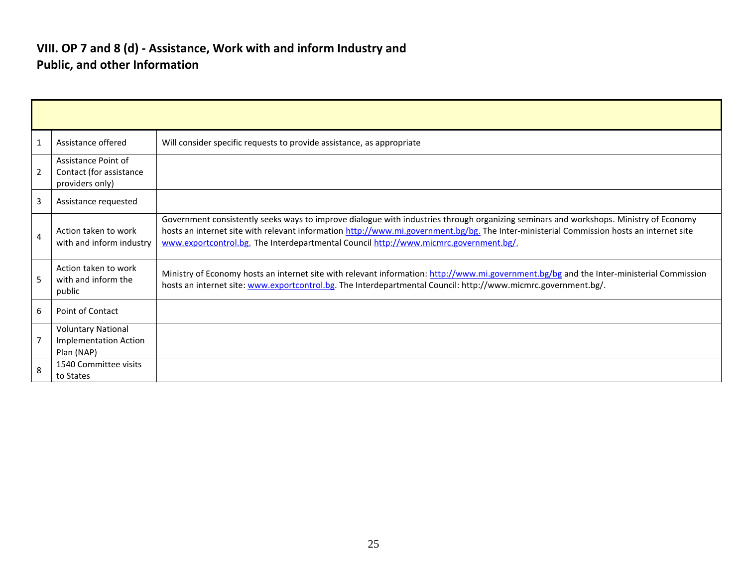## VIII. OP 7 and 8 (d) - Assistance, Work with and inform Industry and Public, and other Information

| | | |
|---|---|---|
| 1 | Assistance offered | Will consider specific requests to provide assistance, as appropriate |
| 2 | Assistance Point of Contact (for assistance providers only) | |
| 3 | Assistance requested | |
| 4 | Action taken to work with and inform industry | Government consistently seeks ways to improve dialogue with industries through organizing seminars and workshops. Ministry of Economy hosts an internet site with relevant information http://www.mi.government.bg/bg. The Inter-ministerial Commission hosts an internet site www.exportcontrol.bg. The Interdepartmental Council http://www.micmrc.government.bg/. |
| 5 | Action taken to work with and inform the public | Ministry of Economy hosts an internet site with relevant information: http://www.mi.government.bg/bg and the Inter-ministerial Commission hosts an internet site: www.exportcontrol.bg. The Interdepartmental Council: http://www.micmrc.government.bg/. |
| 6 | Point of Contact | |
| 7 | Voluntary National Implementation Action Plan (NAP) | |
| 8 | 1540 Committee visits to States | |